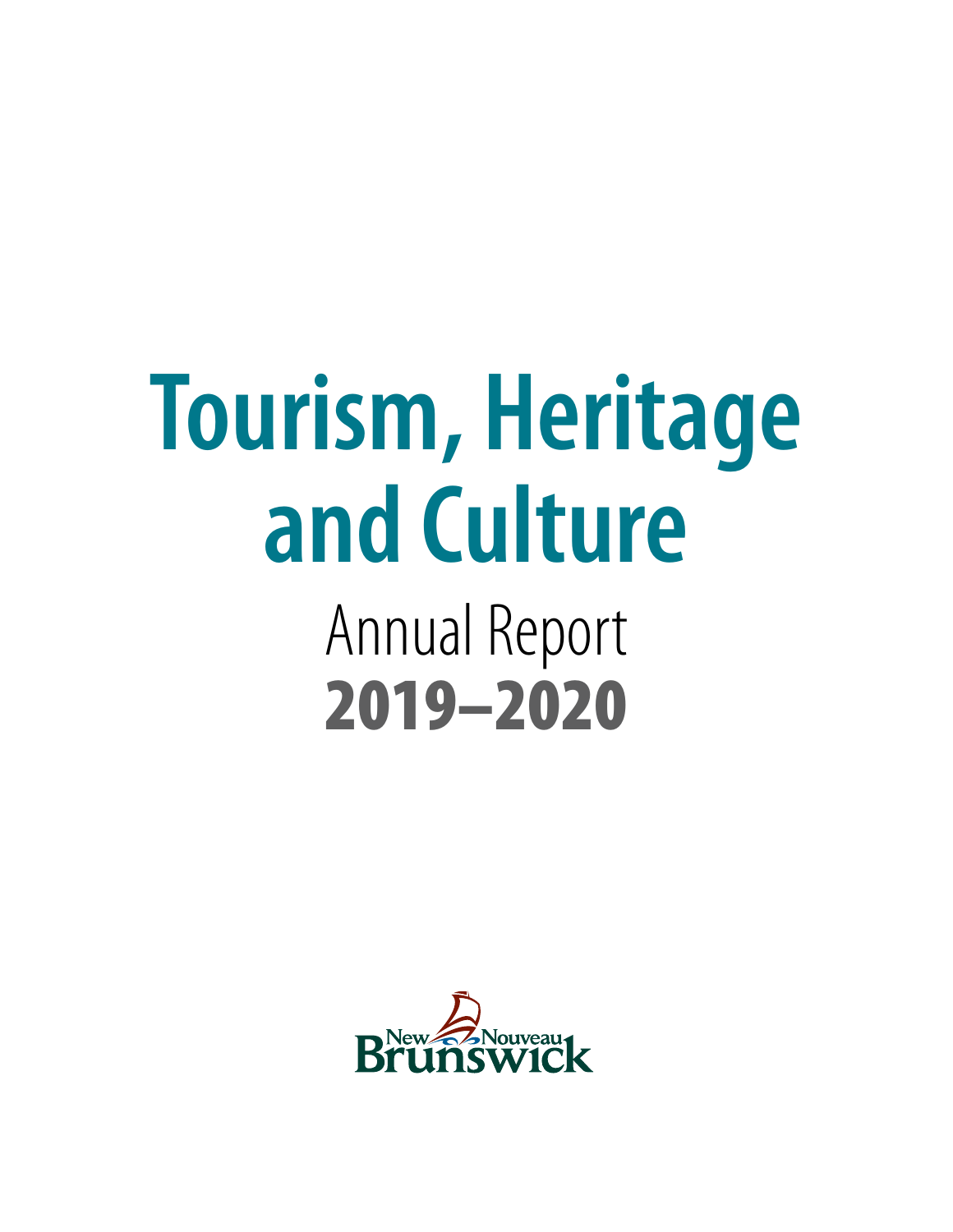# Tourism, Heritage and Culture

## Annual Report

## 2019–2020

New Nouveau Brunswick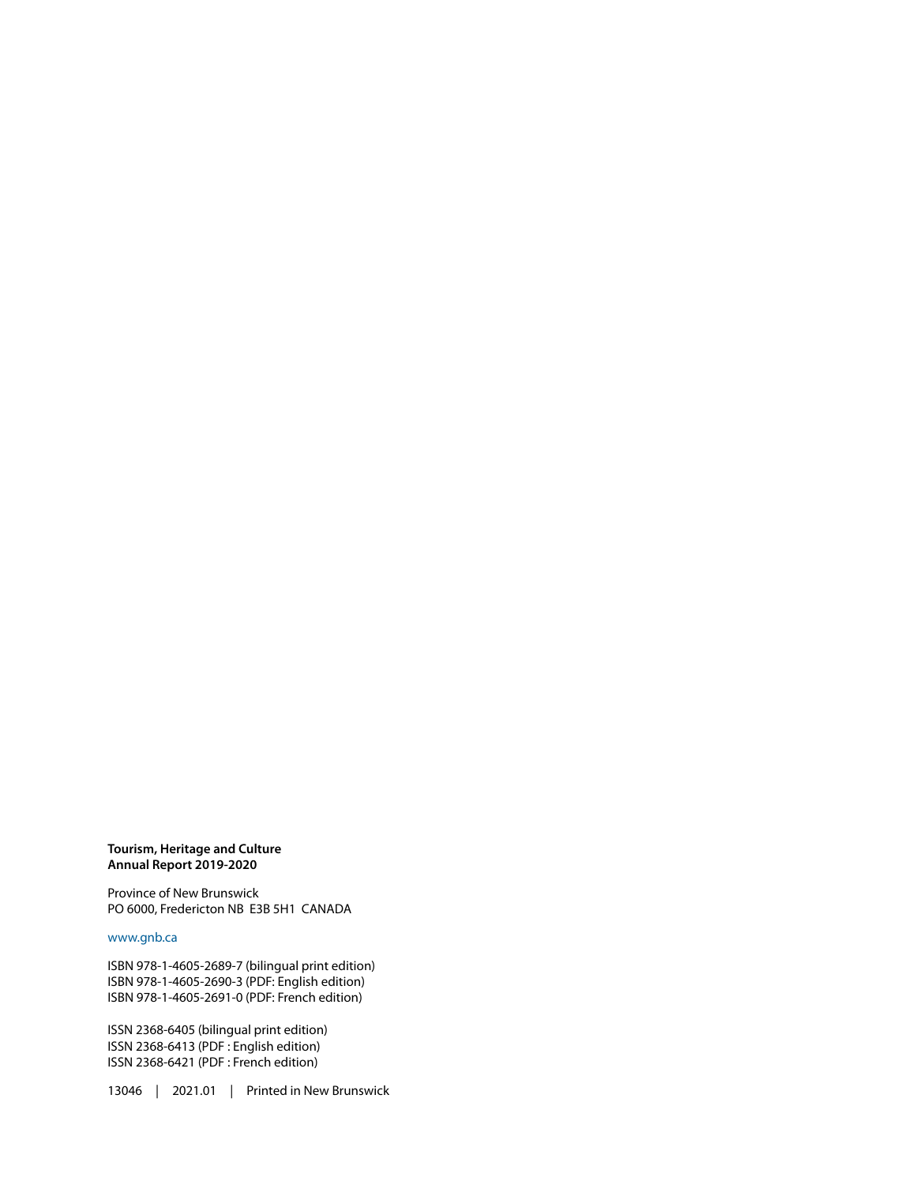**Tourism, Heritage and Culture**
**Annual Report 2019-2020**

Province of New Brunswick
PO 6000, Fredericton NB E3B 5H1 CANADA

www.gnb.ca

ISBN 978-1-4605-2689-7 (bilingual print edition)
ISBN 978-1-4605-2690-3 (PDF: English edition)
ISBN 978-1-4605-2691-0 (PDF: French edition)

ISSN 2368-6405 (bilingual print edition)
ISSN 2368-6413 (PDF : English edition)
ISSN 2368-6421 (PDF : French edition)

13046 | 2021.01 | Printed in New Brunswick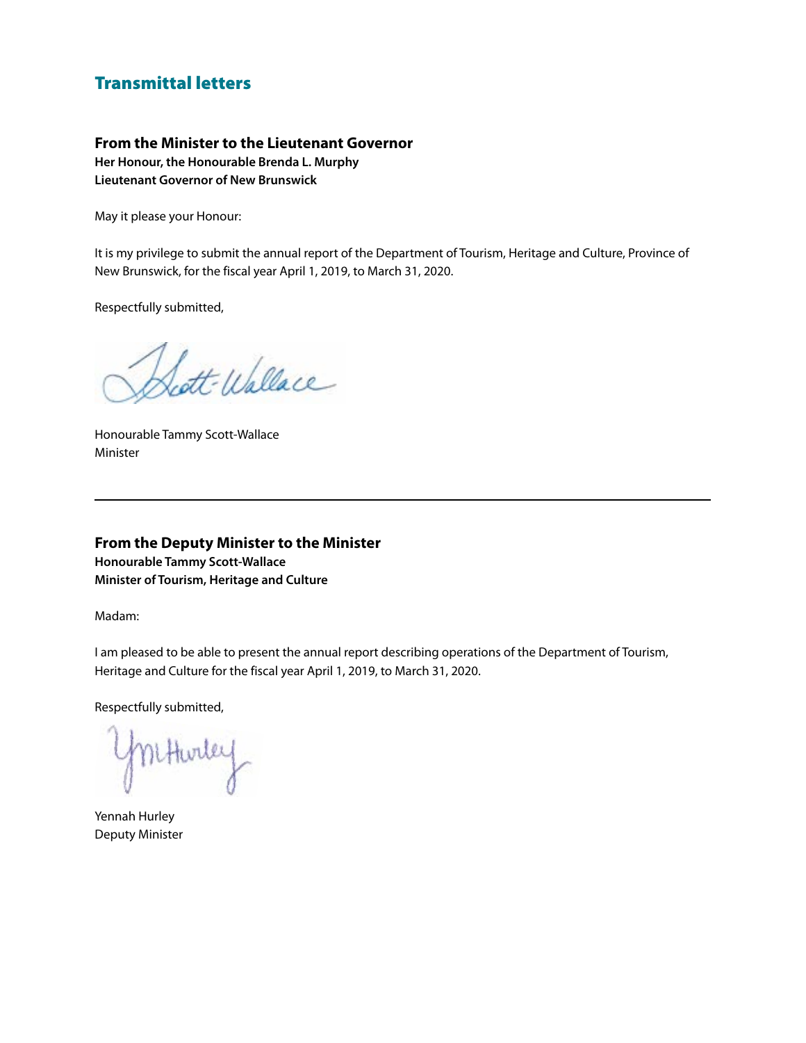# Transmittal letters

### From the Minister to the Lieutenant Governor

**Her Honour, the Honourable Brenda L. Murphy**
**Lieutenant Governor of New Brunswick**

May it please your Honour:

It is my privilege to submit the annual report of the Department of Tourism, Heritage and Culture, Province of New Brunswick, for the fiscal year April 1, 2019, to March 31, 2020.

Respectfully submitted,

Honourable Tammy Scott-Wallace
Minister

---

### From the Deputy Minister to the Minister

**Honourable Tammy Scott-Wallace**
**Minister of Tourism, Heritage and Culture**

Madam:

I am pleased to be able to present the annual report describing operations of the Department of Tourism, Heritage and Culture for the fiscal year April 1, 2019, to March 31, 2020.

Respectfully submitted,

Yennah Hurley
Deputy Minister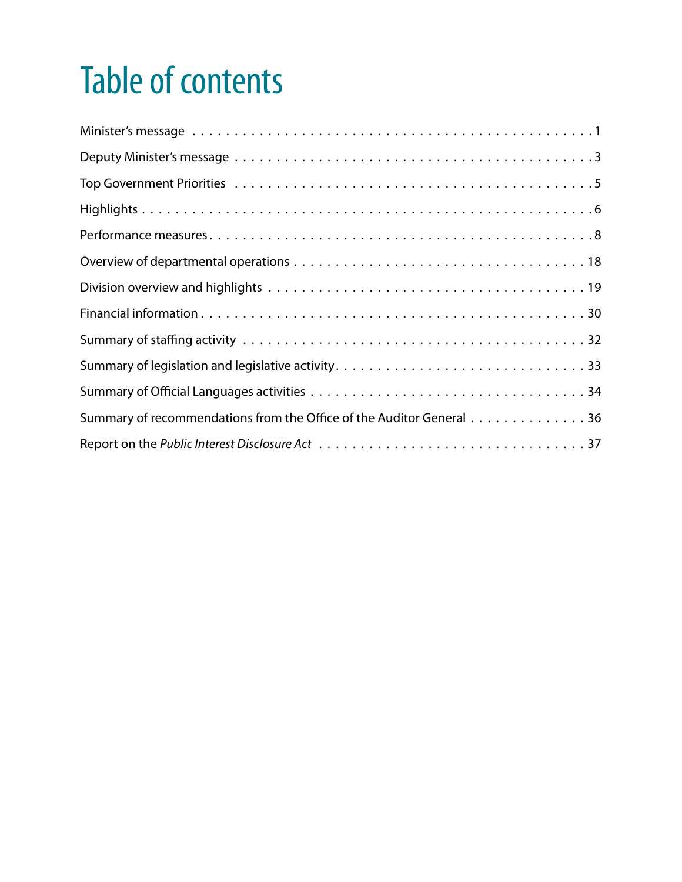# Table of contents

| | |
|---|---|
| Minister's message | 1 |
| Deputy Minister's message | 3 |
| Top Government Priorities | 5 |
| Highlights | 6 |
| Performance measures | 8 |
| Overview of departmental operations | 18 |
| Division overview and highlights | 19 |
| Financial information | 30 |
| Summary of staffing activity | 32 |
| Summary of legislation and legislative activity | 33 |
| Summary of Official Languages activities | 34 |
| Summary of recommendations from the Office of the Auditor General | 36 |
| Report on the *Public Interest Disclosure Act* | 37 |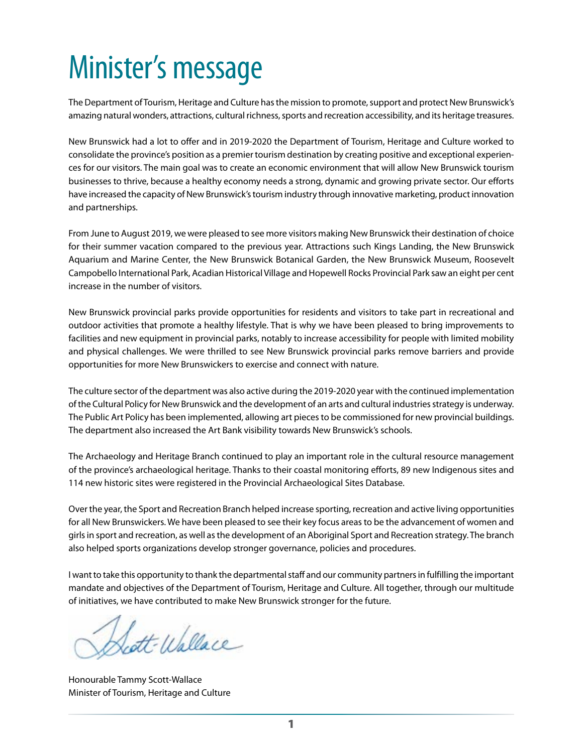# Minister's message

The Department of Tourism, Heritage and Culture has the mission to promote, support and protect New Brunswick's amazing natural wonders, attractions, cultural richness, sports and recreation accessibility, and its heritage treasures.

New Brunswick had a lot to offer and in 2019-2020 the Department of Tourism, Heritage and Culture worked to consolidate the province's position as a premier tourism destination by creating positive and exceptional experiences for our visitors. The main goal was to create an economic environment that will allow New Brunswick tourism businesses to thrive, because a healthy economy needs a strong, dynamic and growing private sector. Our efforts have increased the capacity of New Brunswick's tourism industry through innovative marketing, product innovation and partnerships.

From June to August 2019, we were pleased to see more visitors making New Brunswick their destination of choice for their summer vacation compared to the previous year. Attractions such Kings Landing, the New Brunswick Aquarium and Marine Center, the New Brunswick Botanical Garden, the New Brunswick Museum, Roosevelt Campobello International Park, Acadian Historical Village and Hopewell Rocks Provincial Park saw an eight per cent increase in the number of visitors.

New Brunswick provincial parks provide opportunities for residents and visitors to take part in recreational and outdoor activities that promote a healthy lifestyle. That is why we have been pleased to bring improvements to facilities and new equipment in provincial parks, notably to increase accessibility for people with limited mobility and physical challenges. We were thrilled to see New Brunswick provincial parks remove barriers and provide opportunities for more New Brunswickers to exercise and connect with nature.

The culture sector of the department was also active during the 2019-2020 year with the continued implementation of the Cultural Policy for New Brunswick and the development of an arts and cultural industries strategy is underway. The Public Art Policy has been implemented, allowing art pieces to be commissioned for new provincial buildings. The department also increased the Art Bank visibility towards New Brunswick's schools.

The Archaeology and Heritage Branch continued to play an important role in the cultural resource management of the province's archaeological heritage. Thanks to their coastal monitoring efforts, 89 new Indigenous sites and 114 new historic sites were registered in the Provincial Archaeological Sites Database.

Over the year, the Sport and Recreation Branch helped increase sporting, recreation and active living opportunities for all New Brunswickers. We have been pleased to see their key focus areas to be the advancement of women and girls in sport and recreation, as well as the development of an Aboriginal Sport and Recreation strategy. The branch also helped sports organizations develop stronger governance, policies and procedures.

I want to take this opportunity to thank the departmental staff and our community partners in fulfilling the important mandate and objectives of the Department of Tourism, Heritage and Culture. All together, through our multitude of initiatives, we have contributed to make New Brunswick stronger for the future.

Honourable Tammy Scott-Wallace
Minister of Tourism, Heritage and Culture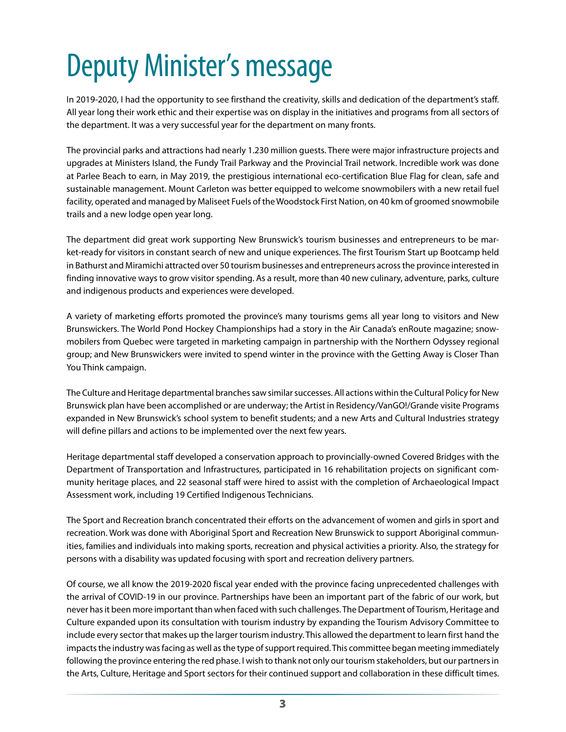# Deputy Minister's message

In 2019-2020, I had the opportunity to see firsthand the creativity, skills and dedication of the department's staff. All year long their work ethic and their expertise was on display in the initiatives and programs from all sectors of the department. It was a very successful year for the department on many fronts.

The provincial parks and attractions had nearly 1.230 million guests. There were major infrastructure projects and upgrades at Ministers Island, the Fundy Trail Parkway and the Provincial Trail network. Incredible work was done at Parlee Beach to earn, in May 2019, the prestigious international eco-certification Blue Flag for clean, safe and sustainable management. Mount Carleton was better equipped to welcome snowmobilers with a new retail fuel facility, operated and managed by Maliseet Fuels of the Woodstock First Nation, on 40 km of groomed snowmobile trails and a new lodge open year long.

The department did great work supporting New Brunswick's tourism businesses and entrepreneurs to be market-ready for visitors in constant search of new and unique experiences. The first Tourism Start up Bootcamp held in Bathurst and Miramichi attracted over 50 tourism businesses and entrepreneurs across the province interested in finding innovative ways to grow visitor spending. As a result, more than 40 new culinary, adventure, parks, culture and indigenous products and experiences were developed.

A variety of marketing efforts promoted the province's many tourisms gems all year long to visitors and New Brunswickers. The World Pond Hockey Championships had a story in the Air Canada's enRoute magazine; snowmobilers from Quebec were targeted in marketing campaign in partnership with the Northern Odyssey regional group; and New Brunswickers were invited to spend winter in the province with the Getting Away is Closer Than You Think campaign.

The Culture and Heritage departmental branches saw similar successes. All actions within the Cultural Policy for New Brunswick plan have been accomplished or are underway; the Artist in Residency/VanGO!/Grande visite Programs expanded in New Brunswick's school system to benefit students; and a new Arts and Cultural Industries strategy will define pillars and actions to be implemented over the next few years.

Heritage departmental staff developed a conservation approach to provincially-owned Covered Bridges with the Department of Transportation and Infrastructures, participated in 16 rehabilitation projects on significant community heritage places, and 22 seasonal staff were hired to assist with the completion of Archaeological Impact Assessment work, including 19 Certified Indigenous Technicians.

The Sport and Recreation branch concentrated their efforts on the advancement of women and girls in sport and recreation. Work was done with Aboriginal Sport and Recreation New Brunswick to support Aboriginal communities, families and individuals into making sports, recreation and physical activities a priority. Also, the strategy for persons with a disability was updated focusing with sport and recreation delivery partners.

Of course, we all know the 2019-2020 fiscal year ended with the province facing unprecedented challenges with the arrival of COVID-19 in our province. Partnerships have been an important part of the fabric of our work, but never has it been more important than when faced with such challenges. The Department of Tourism, Heritage and Culture expanded upon its consultation with tourism industry by expanding the Tourism Advisory Committee to include every sector that makes up the larger tourism industry. This allowed the department to learn first hand the impacts the industry was facing as well as the type of support required. This committee began meeting immediately following the province entering the red phase. I wish to thank not only our tourism stakeholders, but our partners in the Arts, Culture, Heritage and Sport sectors for their continued support and collaboration in these difficult times.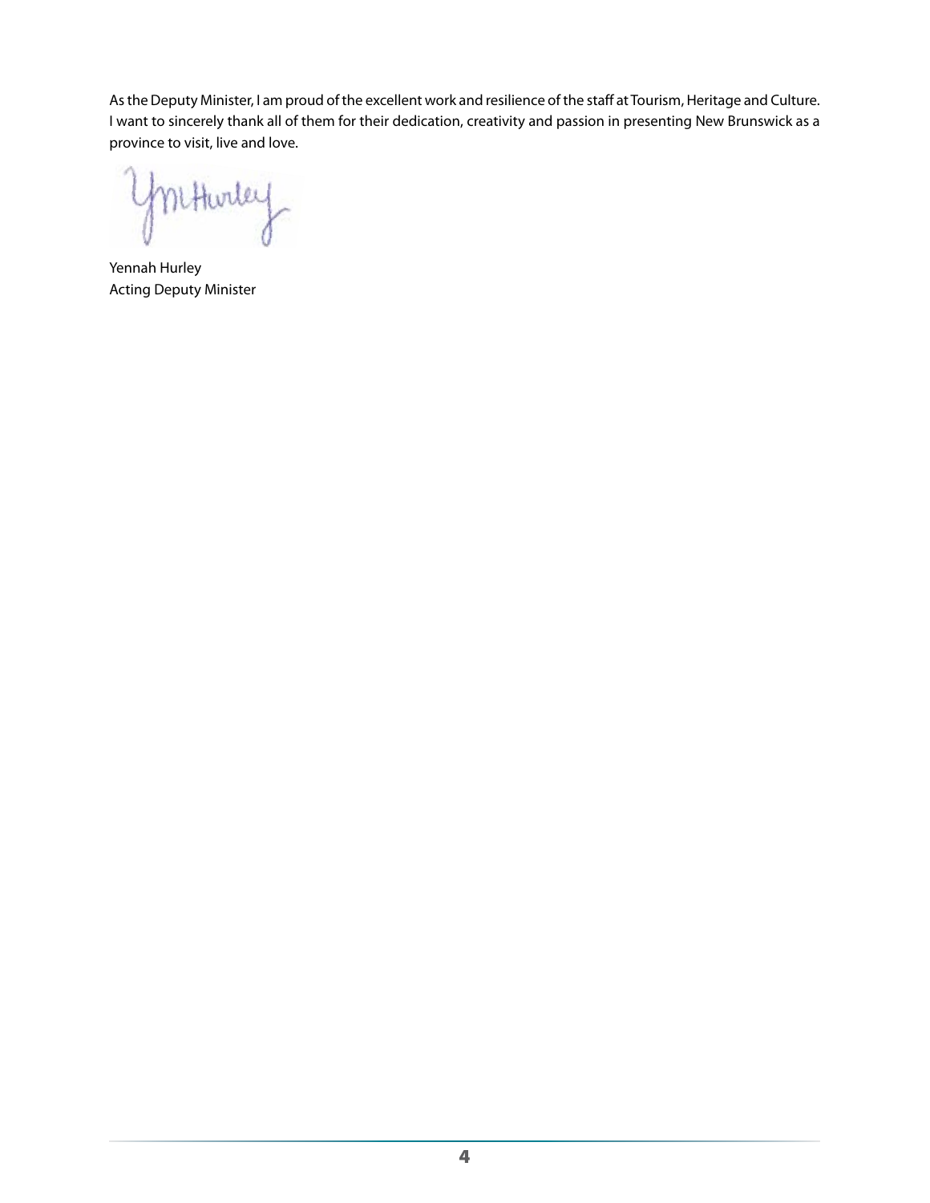As the Deputy Minister, I am proud of the excellent work and resilience of the staff at Tourism, Heritage and Culture. I want to sincerely thank all of them for their dedication, creativity and passion in presenting New Brunswick as a province to visit, live and love.

Yennah Hurley
Acting Deputy Minister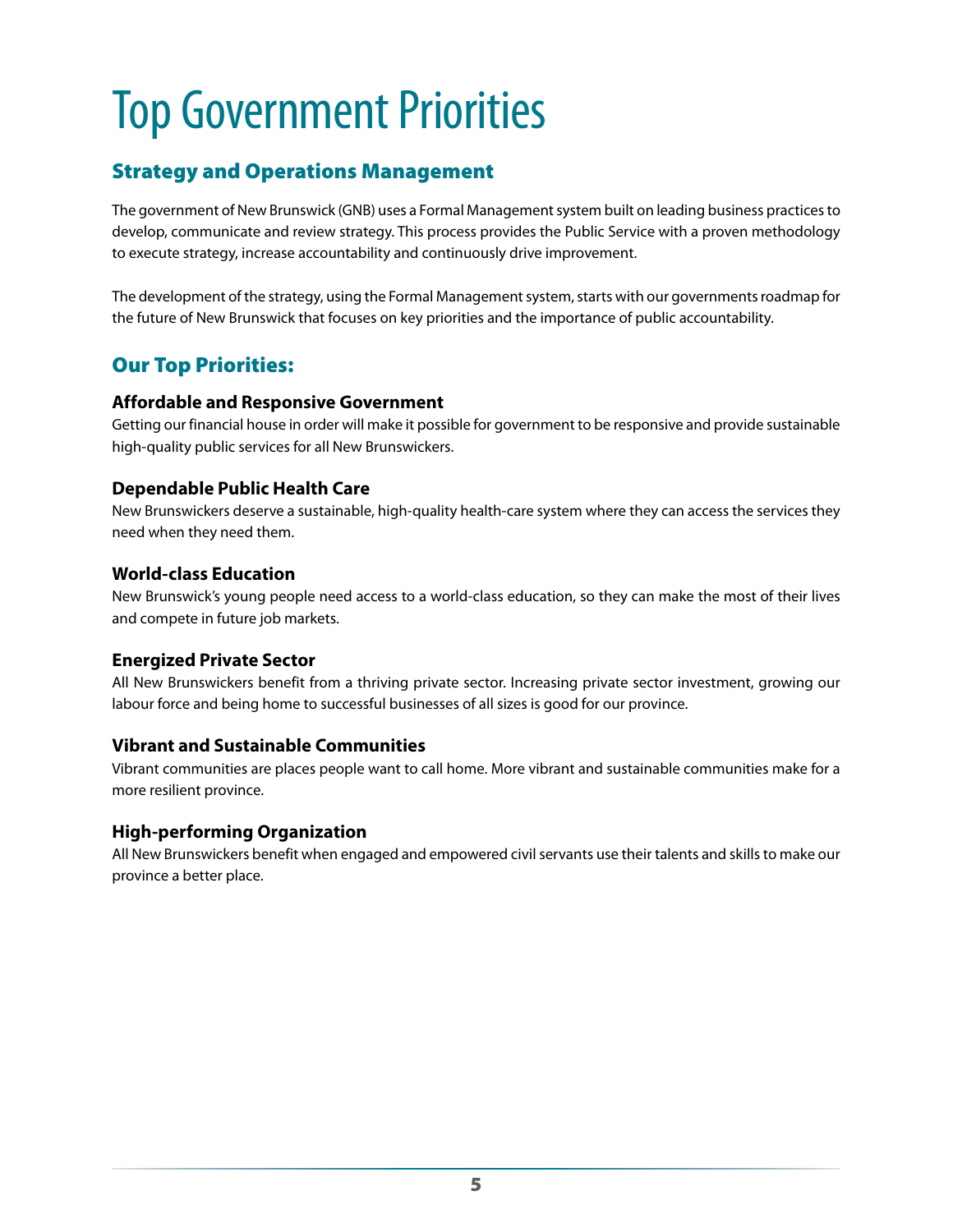# Top Government Priorities

## Strategy and Operations Management

The government of New Brunswick (GNB) uses a Formal Management system built on leading business practices to develop, communicate and review strategy. This process provides the Public Service with a proven methodology to execute strategy, increase accountability and continuously drive improvement.

The development of the strategy, using the Formal Management system, starts with our governments roadmap for the future of New Brunswick that focuses on key priorities and the importance of public accountability.

## Our Top Priorities:

### Affordable and Responsive Government

Getting our financial house in order will make it possible for government to be responsive and provide sustainable high-quality public services for all New Brunswickers.

### Dependable Public Health Care

New Brunswickers deserve a sustainable, high-quality health-care system where they can access the services they need when they need them.

### World-class Education

New Brunswick's young people need access to a world-class education, so they can make the most of their lives and compete in future job markets.

### Energized Private Sector

All New Brunswickers benefit from a thriving private sector. Increasing private sector investment, growing our labour force and being home to successful businesses of all sizes is good for our province.

### Vibrant and Sustainable Communities

Vibrant communities are places people want to call home. More vibrant and sustainable communities make for a more resilient province.

### High-performing Organization

All New Brunswickers benefit when engaged and empowered civil servants use their talents and skills to make our province a better place.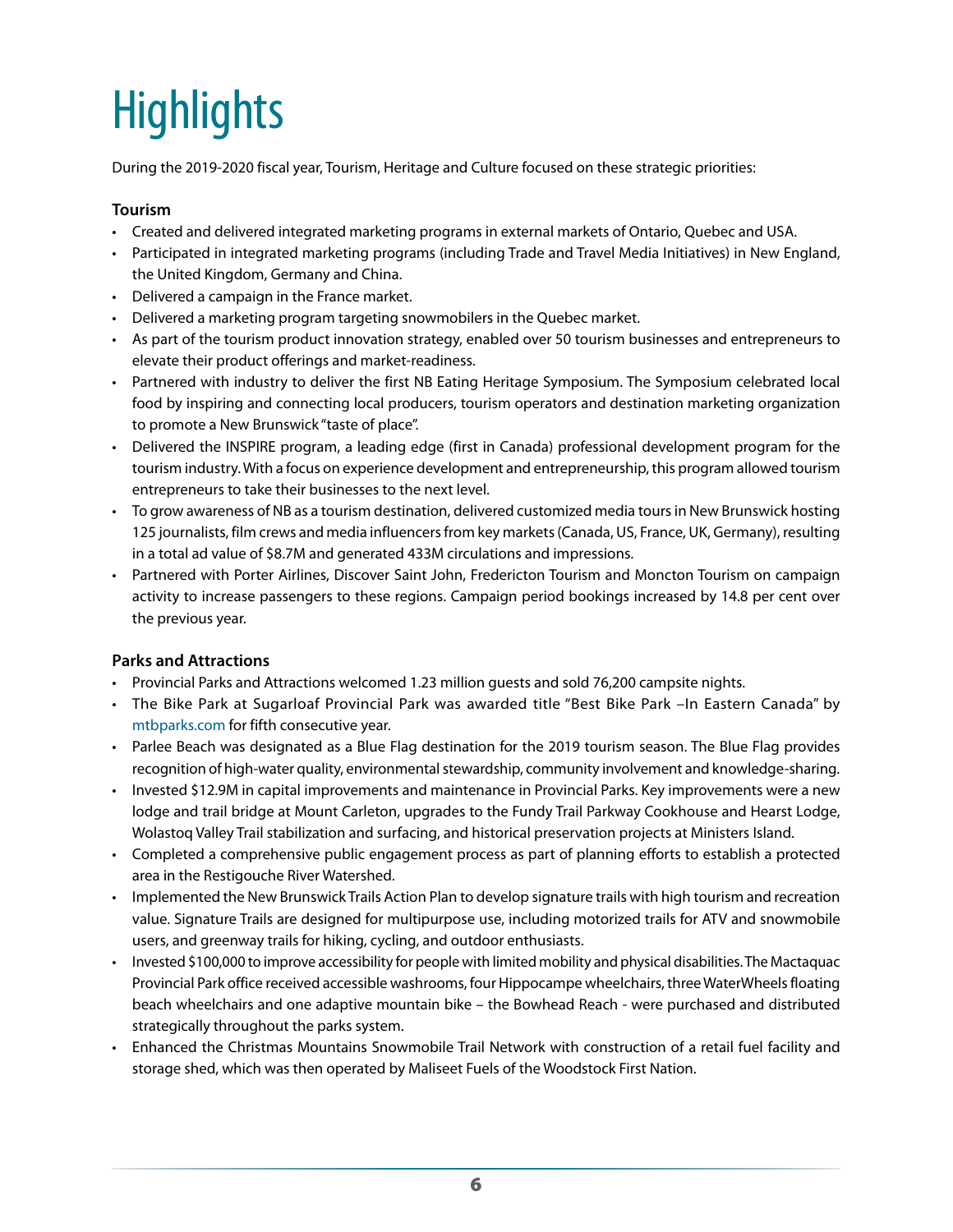# Highlights

During the 2019-2020 fiscal year, Tourism, Heritage and Culture focused on these strategic priorities:

**Tourism**

- Created and delivered integrated marketing programs in external markets of Ontario, Quebec and USA.
- Participated in integrated marketing programs (including Trade and Travel Media Initiatives) in New England, the United Kingdom, Germany and China.
- Delivered a campaign in the France market.
- Delivered a marketing program targeting snowmobilers in the Quebec market.
- As part of the tourism product innovation strategy, enabled over 50 tourism businesses and entrepreneurs to elevate their product offerings and market-readiness.
- Partnered with industry to deliver the first NB Eating Heritage Symposium. The Symposium celebrated local food by inspiring and connecting local producers, tourism operators and destination marketing organization to promote a New Brunswick "taste of place".
- Delivered the INSPIRE program, a leading edge (first in Canada) professional development program for the tourism industry. With a focus on experience development and entrepreneurship, this program allowed tourism entrepreneurs to take their businesses to the next level.
- To grow awareness of NB as a tourism destination, delivered customized media tours in New Brunswick hosting 125 journalists, film crews and media influencers from key markets (Canada, US, France, UK, Germany), resulting in a total ad value of $8.7M and generated 433M circulations and impressions.
- Partnered with Porter Airlines, Discover Saint John, Fredericton Tourism and Moncton Tourism on campaign activity to increase passengers to these regions. Campaign period bookings increased by 14.8 per cent over the previous year.

**Parks and Attractions**

- Provincial Parks and Attractions welcomed 1.23 million guests and sold 76,200 campsite nights.
- The Bike Park at Sugarloaf Provincial Park was awarded title "Best Bike Park –In Eastern Canada" by mtbparks.com for fifth consecutive year.
- Parlee Beach was designated as a Blue Flag destination for the 2019 tourism season. The Blue Flag provides recognition of high-water quality, environmental stewardship, community involvement and knowledge-sharing.
- Invested $12.9M in capital improvements and maintenance in Provincial Parks. Key improvements were a new lodge and trail bridge at Mount Carleton, upgrades to the Fundy Trail Parkway Cookhouse and Hearst Lodge, Wolastoq Valley Trail stabilization and surfacing, and historical preservation projects at Ministers Island.
- Completed a comprehensive public engagement process as part of planning efforts to establish a protected area in the Restigouche River Watershed.
- Implemented the New Brunswick Trails Action Plan to develop signature trails with high tourism and recreation value. Signature Trails are designed for multipurpose use, including motorized trails for ATV and snowmobile users, and greenway trails for hiking, cycling, and outdoor enthusiasts.
- Invested $100,000 to improve accessibility for people with limited mobility and physical disabilities. The Mactaquac Provincial Park office received accessible washrooms, four Hippocampe wheelchairs, three WaterWheels floating beach wheelchairs and one adaptive mountain bike – the Bowhead Reach - were purchased and distributed strategically throughout the parks system.
- Enhanced the Christmas Mountains Snowmobile Trail Network with construction of a retail fuel facility and storage shed, which was then operated by Maliseet Fuels of the Woodstock First Nation.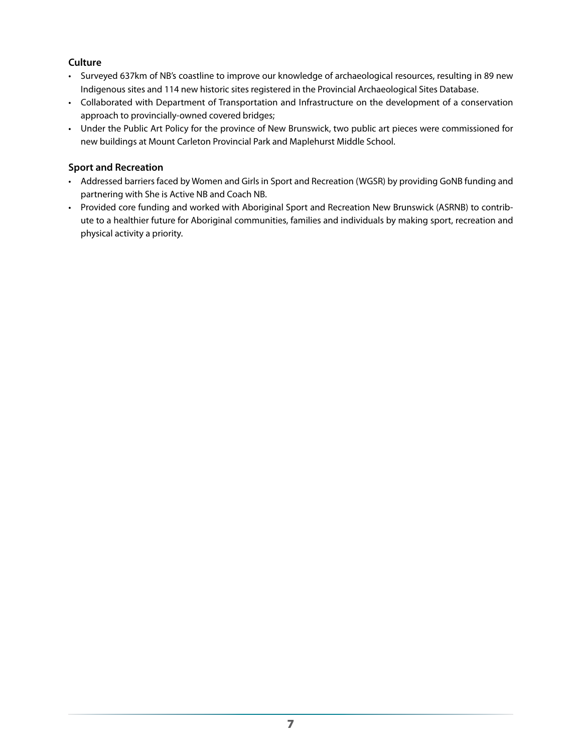### Culture

- Surveyed 637km of NB's coastline to improve our knowledge of archaeological resources, resulting in 89 new Indigenous sites and 114 new historic sites registered in the Provincial Archaeological Sites Database.
- Collaborated with Department of Transportation and Infrastructure on the development of a conservation approach to provincially-owned covered bridges;
- Under the Public Art Policy for the province of New Brunswick, two public art pieces were commissioned for new buildings at Mount Carleton Provincial Park and Maplehurst Middle School.

### Sport and Recreation

- Addressed barriers faced by Women and Girls in Sport and Recreation (WGSR) by providing GoNB funding and partnering with She is Active NB and Coach NB.
- Provided core funding and worked with Aboriginal Sport and Recreation New Brunswick (ASRNB) to contribute to a healthier future for Aboriginal communities, families and individuals by making sport, recreation and physical activity a priority.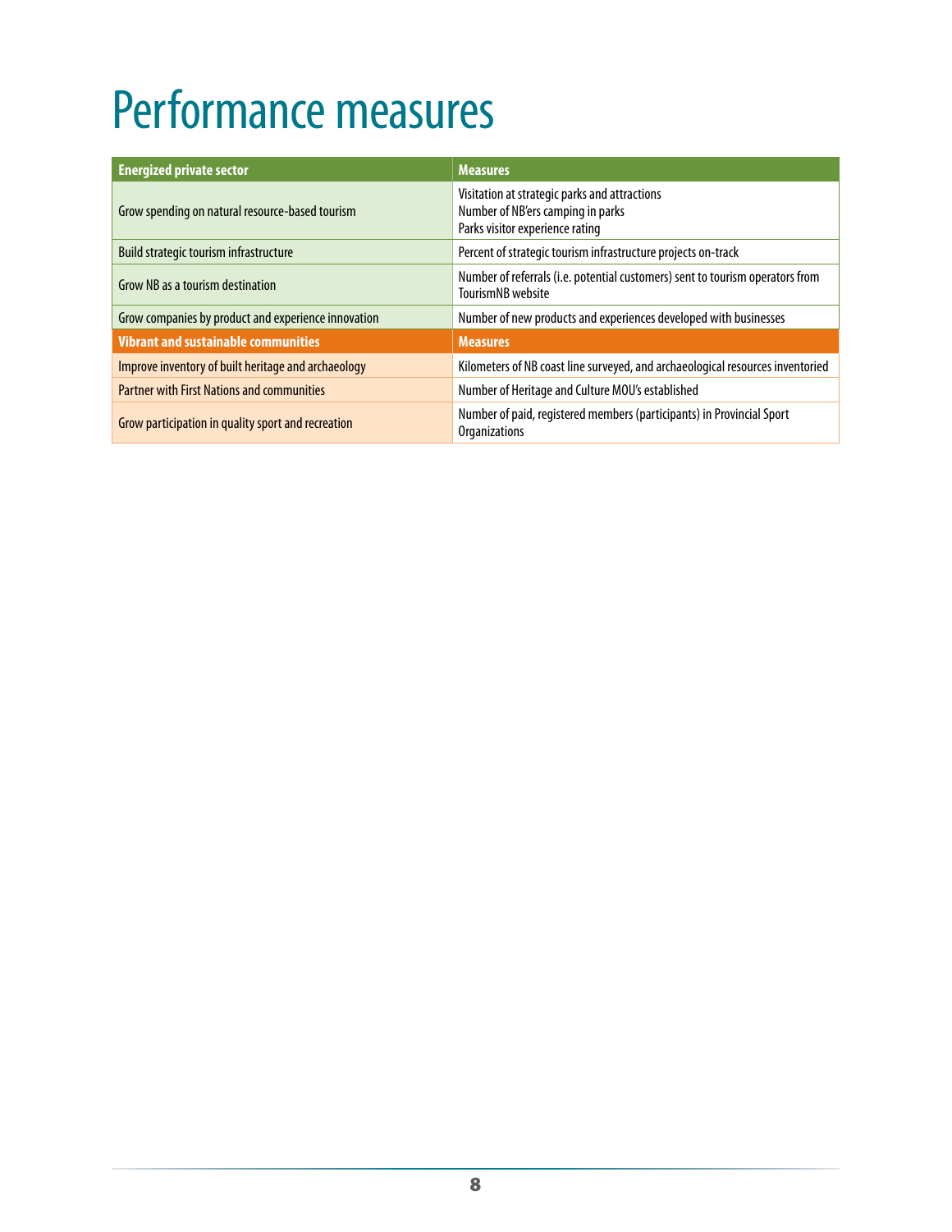# Performance measures

| Energized private sector | Measures |
|---|---|
| Grow spending on natural resource-based tourism | Visitation at strategic parks and attractions<br>Number of NB'ers camping in parks<br>Parks visitor experience rating |
| Build strategic tourism infrastructure | Percent of strategic tourism infrastructure projects on-track |
| Grow NB as a tourism destination | Number of referrals (i.e. potential customers) sent to tourism operators from TourismNB website |
| Grow companies by product and experience innovation | Number of new products and experiences developed with businesses |
| **Vibrant and sustainable communities** | **Measures** |
| Improve inventory of built heritage and archaeology | Kilometers of NB coast line surveyed, and archaeological resources inventoried |
| Partner with First Nations and communities | Number of Heritage and Culture MOU's established |
| Grow participation in quality sport and recreation | Number of paid, registered members (participants) in Provincial Sport Organizations |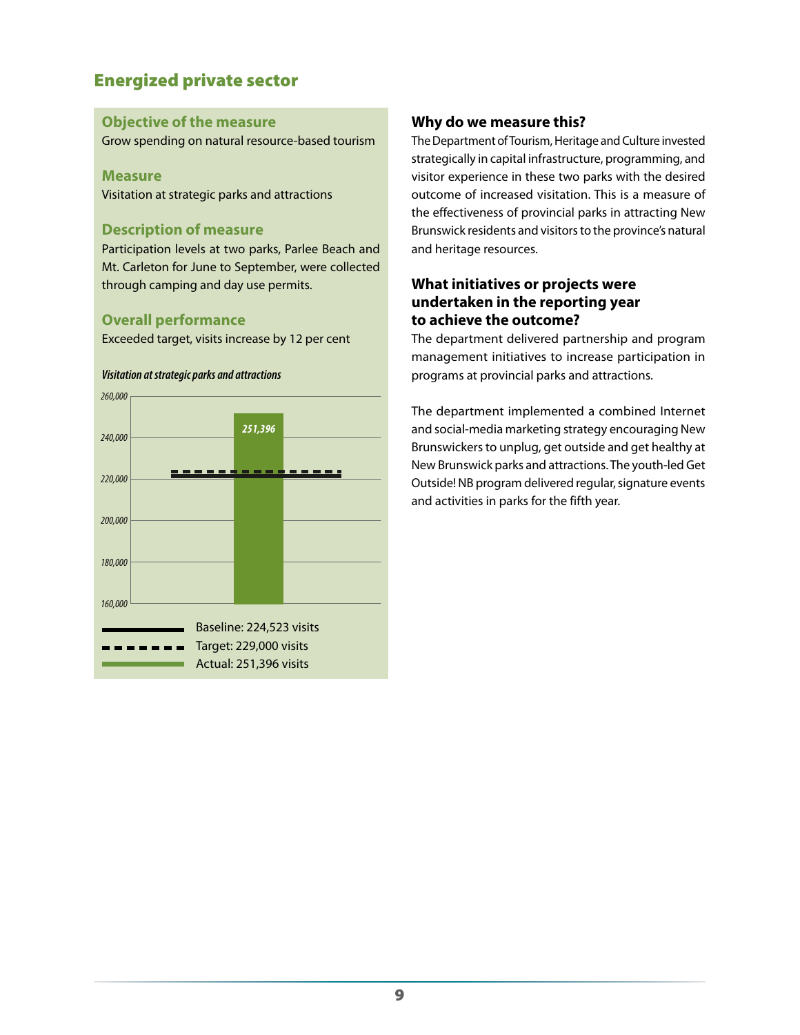## Energized private sector

### Objective of the measure

Grow spending on natural resource-based tourism

### Measure

Visitation at strategic parks and attractions

### Description of measure

Participation levels at two parks, Parlee Beach and Mt. Carleton for June to September, were collected through camping and day use permits.

### Overall performance

Exceeded target, visits increase by 12 per cent

*Visitation at strategic parks and attractions*

260,000
240,000
220,000
200,000
180,000
160,000

251,396

Baseline: 224,523 visits
Target: 229,000 visits
Actual: 251,396 visits

### Why do we measure this?

The Department of Tourism, Heritage and Culture invested strategically in capital infrastructure, programming, and visitor experience in these two parks with the desired outcome of increased visitation. This is a measure of the effectiveness of provincial parks in attracting New Brunswick residents and visitors to the province's natural and heritage resources.

### What initiatives or projects were undertaken in the reporting year to achieve the outcome?

The department delivered partnership and program management initiatives to increase participation in programs at provincial parks and attractions.

The department implemented a combined Internet and social-media marketing strategy encouraging New Brunswickers to unplug, get outside and get healthy at New Brunswick parks and attractions. The youth-led Get Outside! NB program delivered regular, signature events and activities in parks for the fifth year.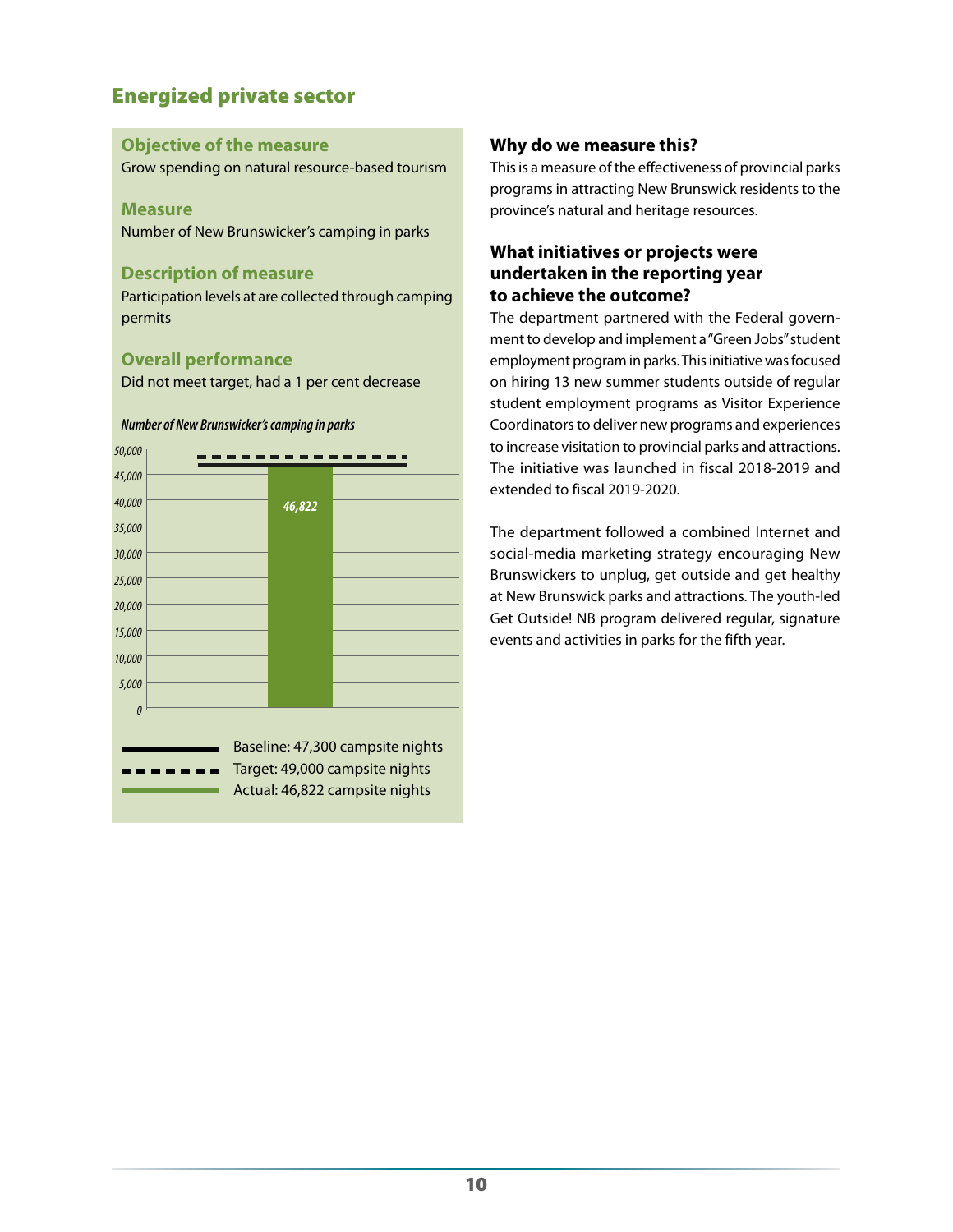## Energized private sector

### Objective of the measure

Grow spending on natural resource-based tourism

### Measure

Number of New Brunswicker's camping in parks

### Description of measure

Participation levels at are collected through camping permits

### Overall performance

Did not meet target, had a 1 per cent decrease

*Number of New Brunswicker's camping in parks*

46,822

Baseline: 47,300 campsite nights
Target: 49,000 campsite nights
Actual: 46,822 campsite nights

### Why do we measure this?

This is a measure of the effectiveness of provincial parks programs in attracting New Brunswick residents to the province's natural and heritage resources.

### What initiatives or projects were undertaken in the reporting year to achieve the outcome?

The department partnered with the Federal government to develop and implement a "Green Jobs" student employment program in parks. This initiative was focused on hiring 13 new summer students outside of regular student employment programs as Visitor Experience Coordinators to deliver new programs and experiences to increase visitation to provincial parks and attractions. The initiative was launched in fiscal 2018-2019 and extended to fiscal 2019-2020.

The department followed a combined Internet and social-media marketing strategy encouraging New Brunswickers to unplug, get outside and get healthy at New Brunswick parks and attractions. The youth-led Get Outside! NB program delivered regular, signature events and activities in parks for the fifth year.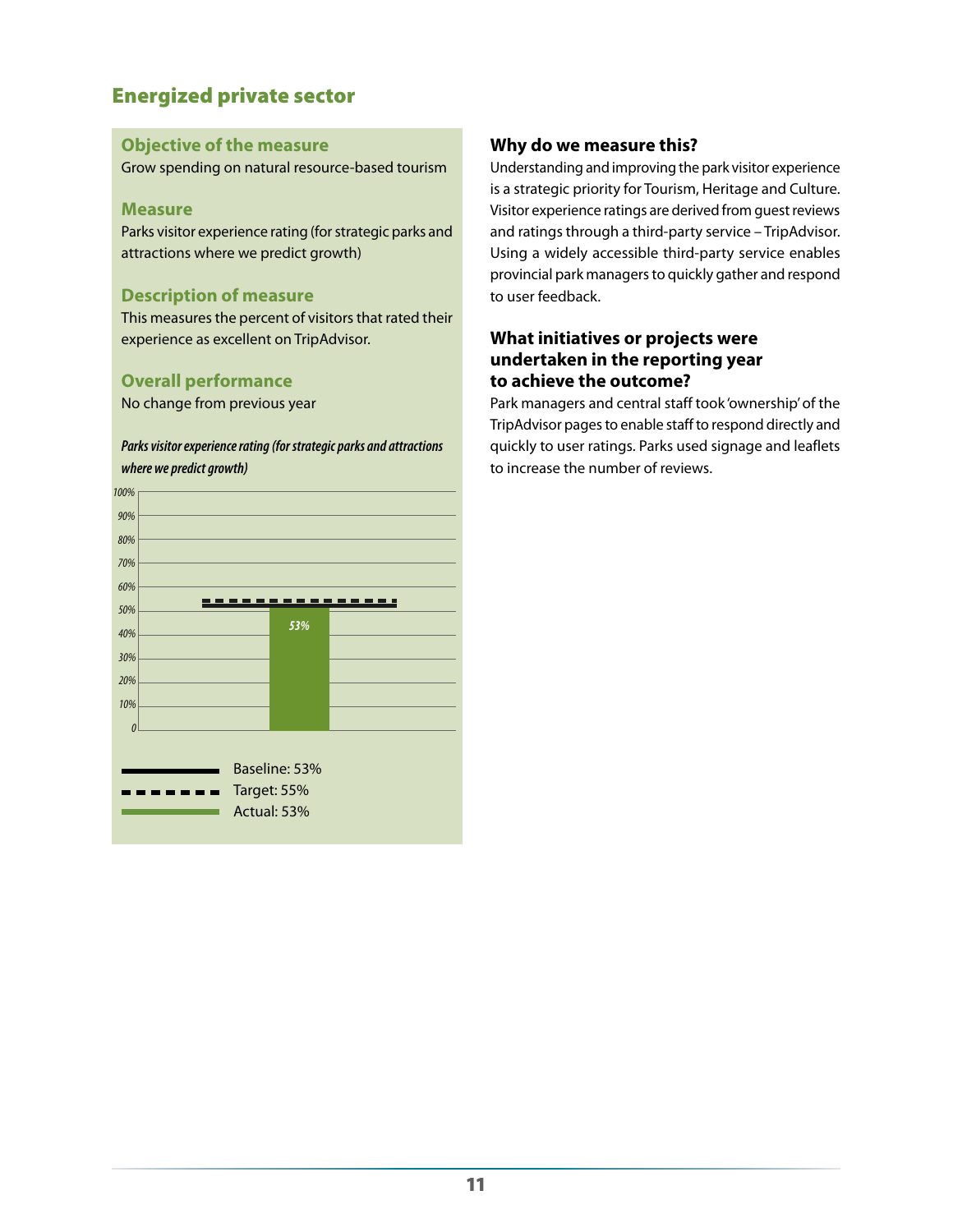## Energized private sector

### Objective of the measure

Grow spending on natural resource-based tourism

### Measure

Parks visitor experience rating (for strategic parks and attractions where we predict growth)

### Description of measure

This measures the percent of visitors that rated their experience as excellent on TripAdvisor.

### Overall performance

No change from previous year

*Parks visitor experience rating (for strategic parks and attractions where we predict growth)*

Baseline: 53%
Target: 55%
Actual: 53%

### Why do we measure this?

Understanding and improving the park visitor experience is a strategic priority for Tourism, Heritage and Culture. Visitor experience ratings are derived from guest reviews and ratings through a third-party service – TripAdvisor. Using a widely accessible third-party service enables provincial park managers to quickly gather and respond to user feedback.

### What initiatives or projects were undertaken in the reporting year to achieve the outcome?

Park managers and central staff took 'ownership' of the TripAdvisor pages to enable staff to respond directly and quickly to user ratings. Parks used signage and leaflets to increase the number of reviews.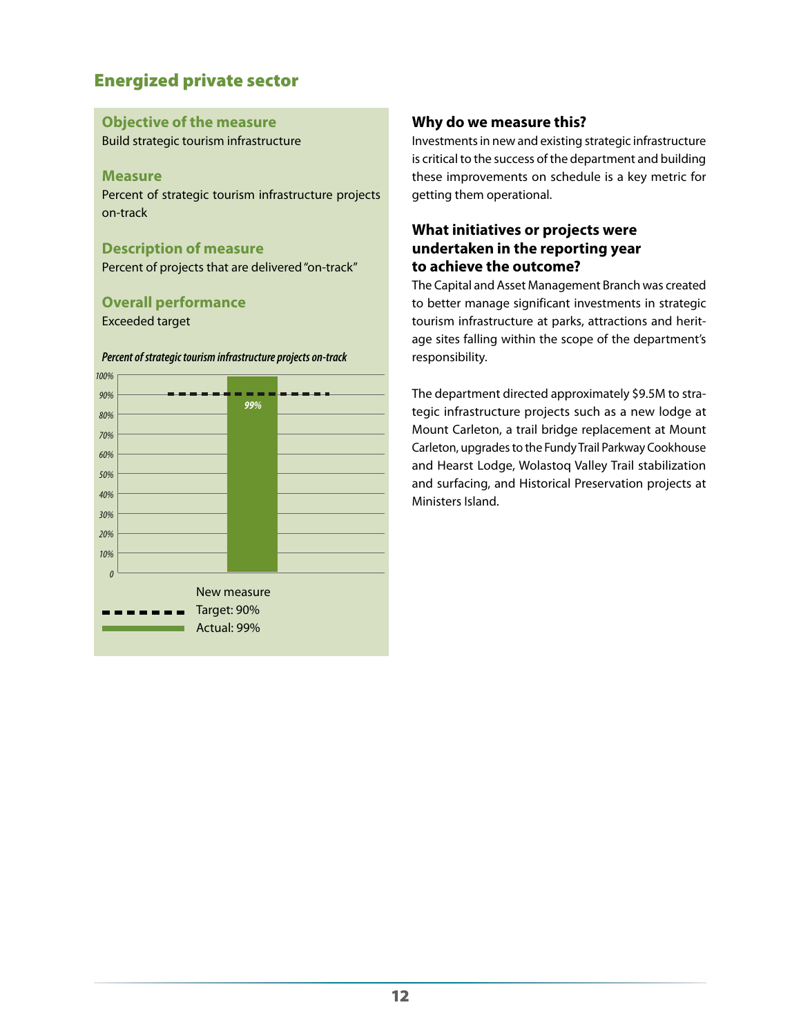## Energized private sector

### Objective of the measure
Build strategic tourism infrastructure

### Measure
Percent of strategic tourism infrastructure projects on-track

### Description of measure
Percent of projects that are delivered "on-track"

### Overall performance
Exceeded target

*Percent of strategic tourism infrastructure projects on-track*

New measure
Target: 90%
Actual: 99%

### Why do we measure this?
Investments in new and existing strategic infrastructure is critical to the success of the department and building these improvements on schedule is a key metric for getting them operational.

### What initiatives or projects were undertaken in the reporting year to achieve the outcome?
The Capital and Asset Management Branch was created to better manage significant investments in strategic tourism infrastructure at parks, attractions and heritage sites falling within the scope of the department's responsibility.

The department directed approximately $9.5M to strategic infrastructure projects such as a new lodge at Mount Carleton, a trail bridge replacement at Mount Carleton, upgrades to the Fundy Trail Parkway Cookhouse and Hearst Lodge, Wolastoq Valley Trail stabilization and surfacing, and Historical Preservation projects at Ministers Island.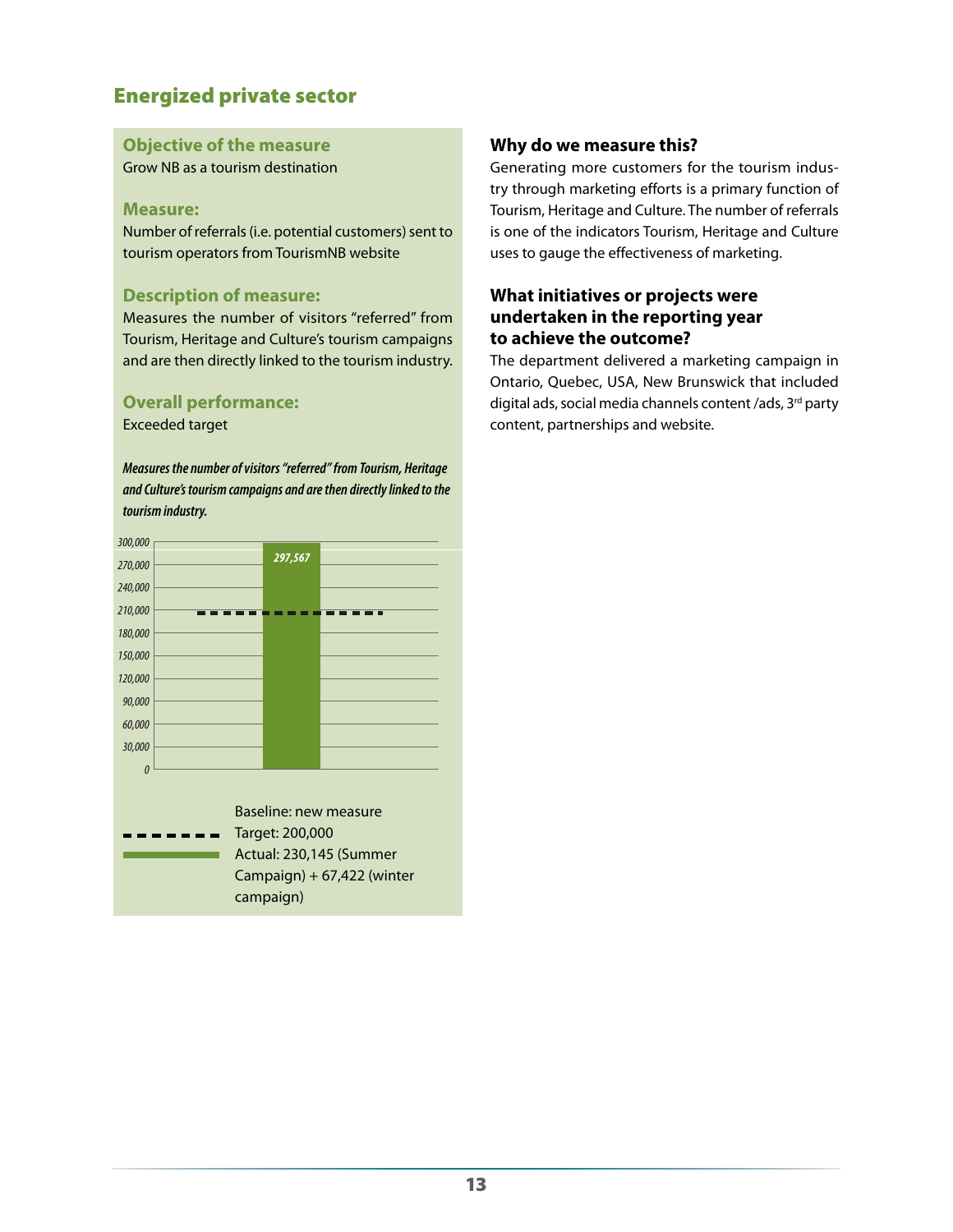## Energized private sector

### Objective of the measure

Grow NB as a tourism destination

### Measure:

Number of referrals (i.e. potential customers) sent to tourism operators from TourismNB website

### Description of measure:

Measures the number of visitors "referred" from Tourism, Heritage and Culture's tourism campaigns and are then directly linked to the tourism industry.

### Overall performance:

Exceeded target

***Measures the number of visitors "referred" from Tourism, Heritage and Culture's tourism campaigns and are then directly linked to the tourism industry.***

297,567

Baseline: new measure
Target: 200,000
Actual: 230,145 (Summer Campaign) + 67,422 (winter campaign)

### Why do we measure this?

Generating more customers for the tourism industry through marketing efforts is a primary function of Tourism, Heritage and Culture. The number of referrals is one of the indicators Tourism, Heritage and Culture uses to gauge the effectiveness of marketing.

### What initiatives or projects were undertaken in the reporting year to achieve the outcome?

The department delivered a marketing campaign in Ontario, Quebec, USA, New Brunswick that included digital ads, social media channels content /ads, 3rd party content, partnerships and website.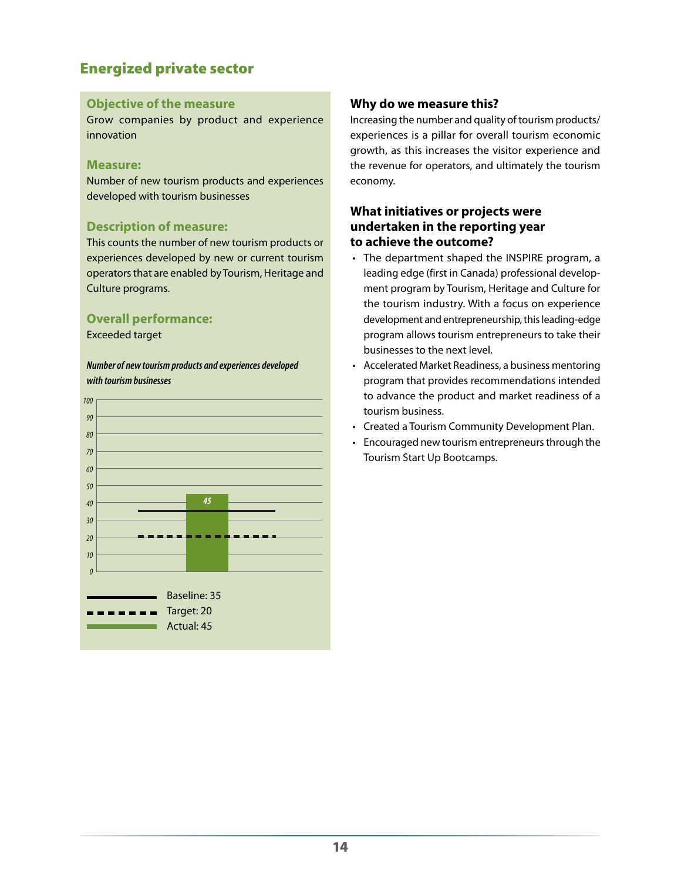## Energized private sector

### Objective of the measure

Grow companies by product and experience innovation

### Measure:

Number of new tourism products and experiences developed with tourism businesses

### Description of measure:

This counts the number of new tourism products or experiences developed by new or current tourism operators that are enabled by Tourism, Heritage and Culture programs.

### Overall performance:

Exceeded target

*Number of new tourism products and experiences developed with tourism businesses*

| | Value |
|---|---|
| Baseline | 35 |
| Target | 20 |
| Actual | 45 |

### Why do we measure this?

Increasing the number and quality of tourism products/ experiences is a pillar for overall tourism economic growth, as this increases the visitor experience and the revenue for operators, and ultimately the tourism economy.

### What initiatives or projects were undertaken in the reporting year to achieve the outcome?

- The department shaped the INSPIRE program, a leading edge (first in Canada) professional development program by Tourism, Heritage and Culture for the tourism industry. With a focus on experience development and entrepreneurship, this leading-edge program allows tourism entrepreneurs to take their businesses to the next level.
- Accelerated Market Readiness, a business mentoring program that provides recommendations intended to advance the product and market readiness of a tourism business.
- Created a Tourism Community Development Plan.
- Encouraged new tourism entrepreneurs through the Tourism Start Up Bootcamps.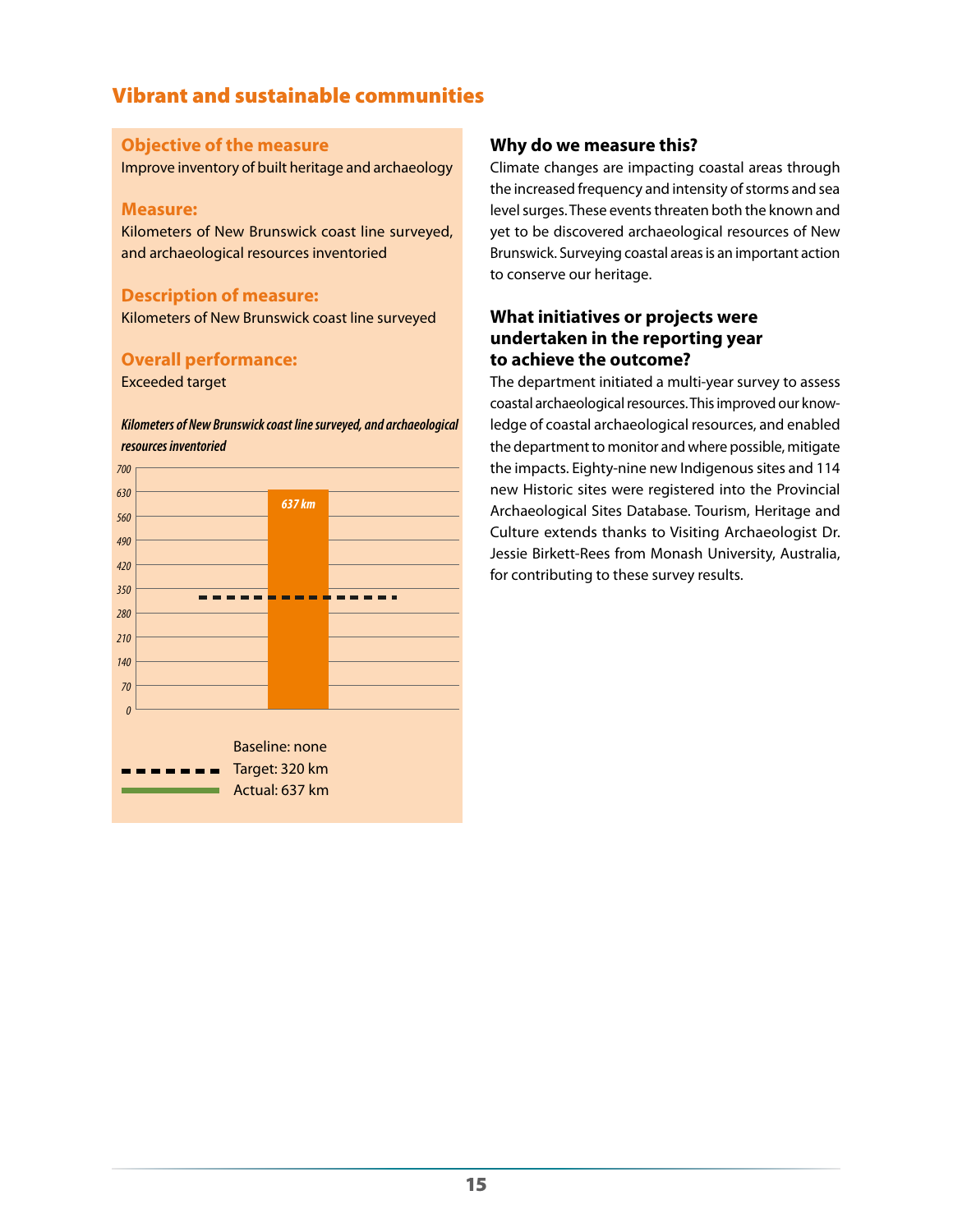## Vibrant and sustainable communities

### Objective of the measure

Improve inventory of built heritage and archaeology

### Measure:

Kilometers of New Brunswick coast line surveyed, and archaeological resources inventoried

### Description of measure:

Kilometers of New Brunswick coast line surveyed

### Overall performance:

Exceeded target

*Kilometers of New Brunswick coast line surveyed, and archaeological resources inventoried*

637 km

Baseline: none
Target: 320 km
Actual: 637 km

### Why do we measure this?

Climate changes are impacting coastal areas through the increased frequency and intensity of storms and sea level surges. These events threaten both the known and yet to be discovered archaeological resources of New Brunswick. Surveying coastal areas is an important action to conserve our heritage.

### What initiatives or projects were undertaken in the reporting year to achieve the outcome?

The department initiated a multi-year survey to assess coastal archaeological resources. This improved our knowledge of coastal archaeological resources, and enabled the department to monitor and where possible, mitigate the impacts. Eighty-nine new Indigenous sites and 114 new Historic sites were registered into the Provincial Archaeological Sites Database. Tourism, Heritage and Culture extends thanks to Visiting Archaeologist Dr. Jessie Birkett-Rees from Monash University, Australia, for contributing to these survey results.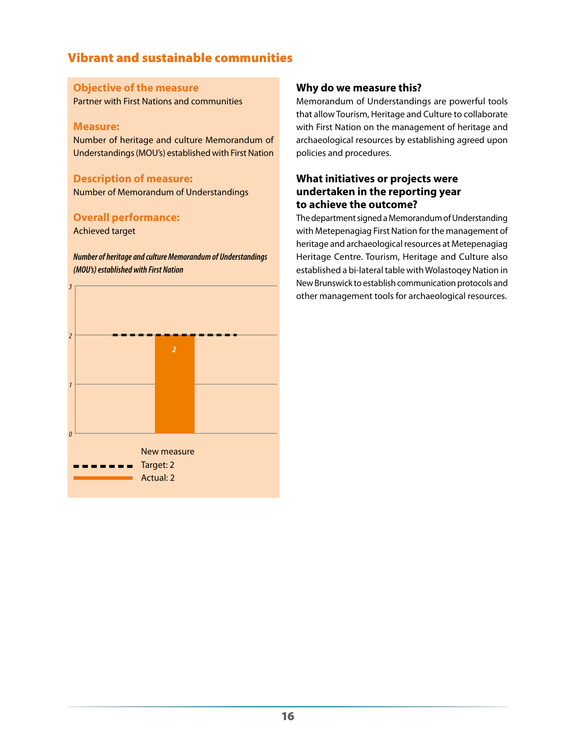## Vibrant and sustainable communities

### Objective of the measure

Partner with First Nations and communities

### Measure:

Number of heritage and culture Memorandum of Understandings (MOU's) established with First Nation

### Description of measure:

Number of Memorandum of Understandings

### Overall performance:

Achieved target

*Number of heritage and culture Memorandum of Understandings (MOU's) established with First Nation*

New measure
Target: 2
Actual: 2

### Why do we measure this?

Memorandum of Understandings are powerful tools that allow Tourism, Heritage and Culture to collaborate with First Nation on the management of heritage and archaeological resources by establishing agreed upon policies and procedures.

### What initiatives or projects were undertaken in the reporting year to achieve the outcome?

The department signed a Memorandum of Understanding with Metepenagiag First Nation for the management of heritage and archaeological resources at Metepenagiag Heritage Centre. Tourism, Heritage and Culture also established a bi-lateral table with Wolastoqey Nation in New Brunswick to establish communication protocols and other management tools for archaeological resources.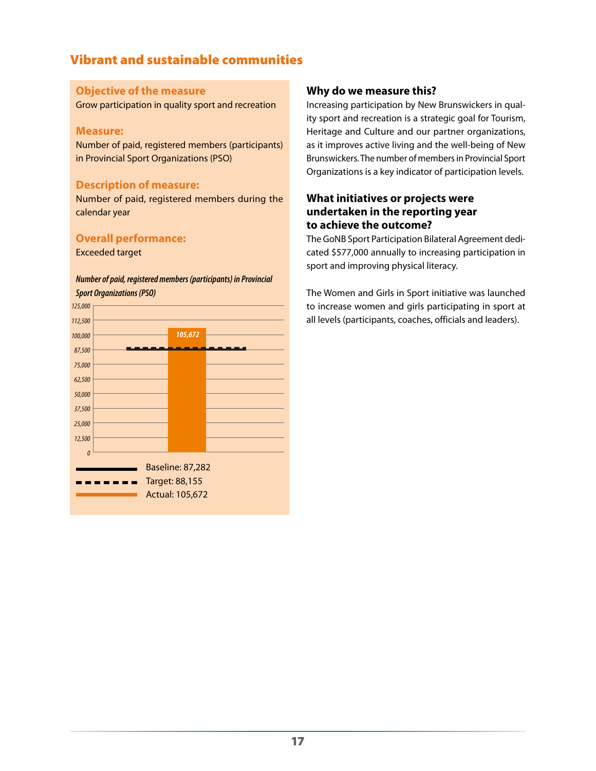## Vibrant and sustainable communities

### Objective of the measure

Grow participation in quality sport and recreation

### Measure:

Number of paid, registered members (participants) in Provincial Sport Organizations (PSO)

### Description of measure:

Number of paid, registered members during the calendar year

### Overall performance:

Exceeded target

***Number of paid, registered members (participants) in Provincial Sport Organizations (PSO)***

Baseline: 87,282

Target: 88,155

Actual: 105,672

### Why do we measure this?

Increasing participation by New Brunswickers in quality sport and recreation is a strategic goal for Tourism, Heritage and Culture and our partner organizations, as it improves active living and the well-being of New Brunswickers. The number of members in Provincial Sport Organizations is a key indicator of participation levels.

### What initiatives or projects were undertaken in the reporting year to achieve the outcome?

The GoNB Sport Participation Bilateral Agreement dedicated $577,000 annually to increasing participation in sport and improving physical literacy.

The Women and Girls in Sport initiative was launched to increase women and girls participating in sport at all levels (participants, coaches, officials and leaders).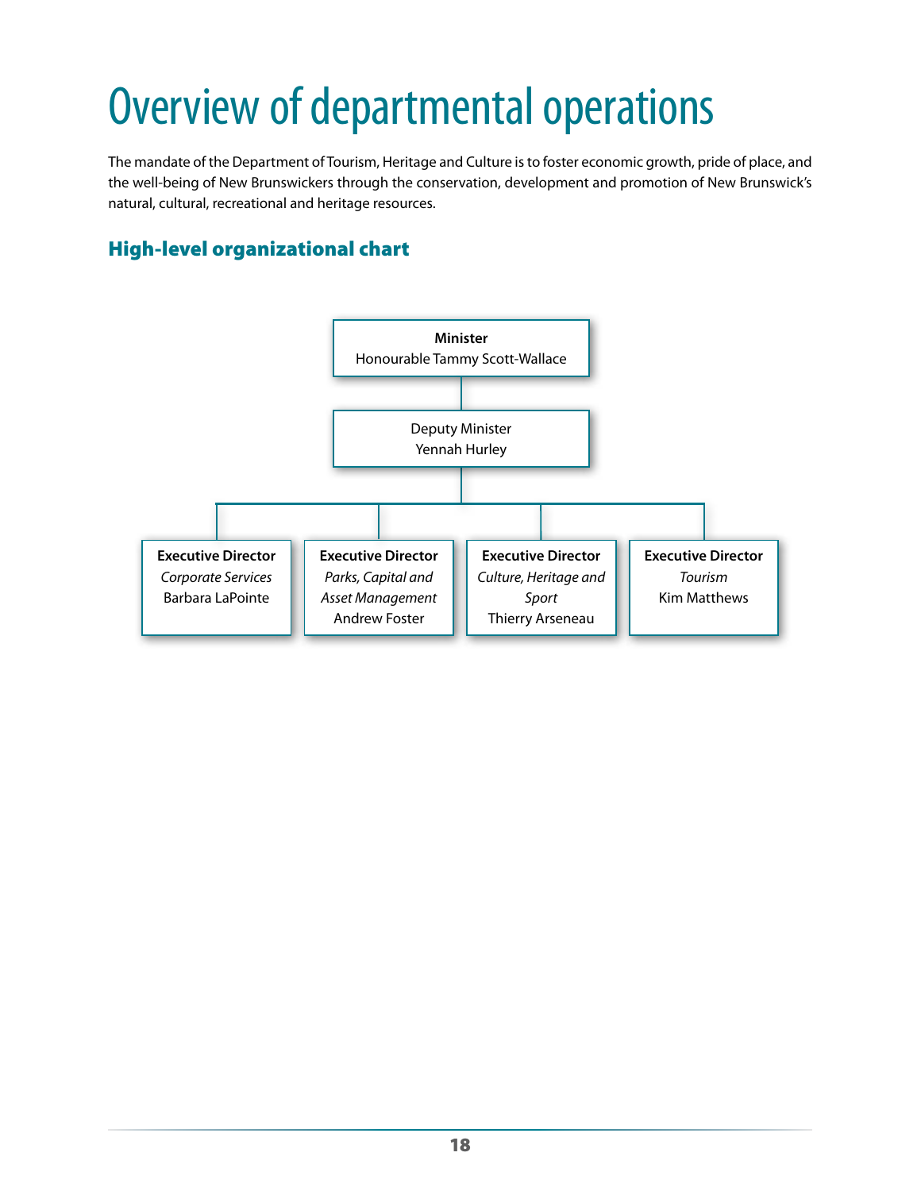# Overview of departmental operations

The mandate of the Department of Tourism, Heritage and Culture is to foster economic growth, pride of place, and the well-being of New Brunswickers through the conservation, development and promotion of New Brunswick's natural, cultural, recreational and heritage resources.

## High-level organizational chart

**Minister**
Honourable Tammy Scott-Wallace

Deputy Minister
Yennah Hurley

- **Executive Director**
  *Corporate Services*
  Barbara LaPointe
- **Executive Director**
  *Parks, Capital and Asset Management*
  Andrew Foster
- **Executive Director**
  *Culture, Heritage and Sport*
  Thierry Arseneau
- **Executive Director**
  *Tourism*
  Kim Matthews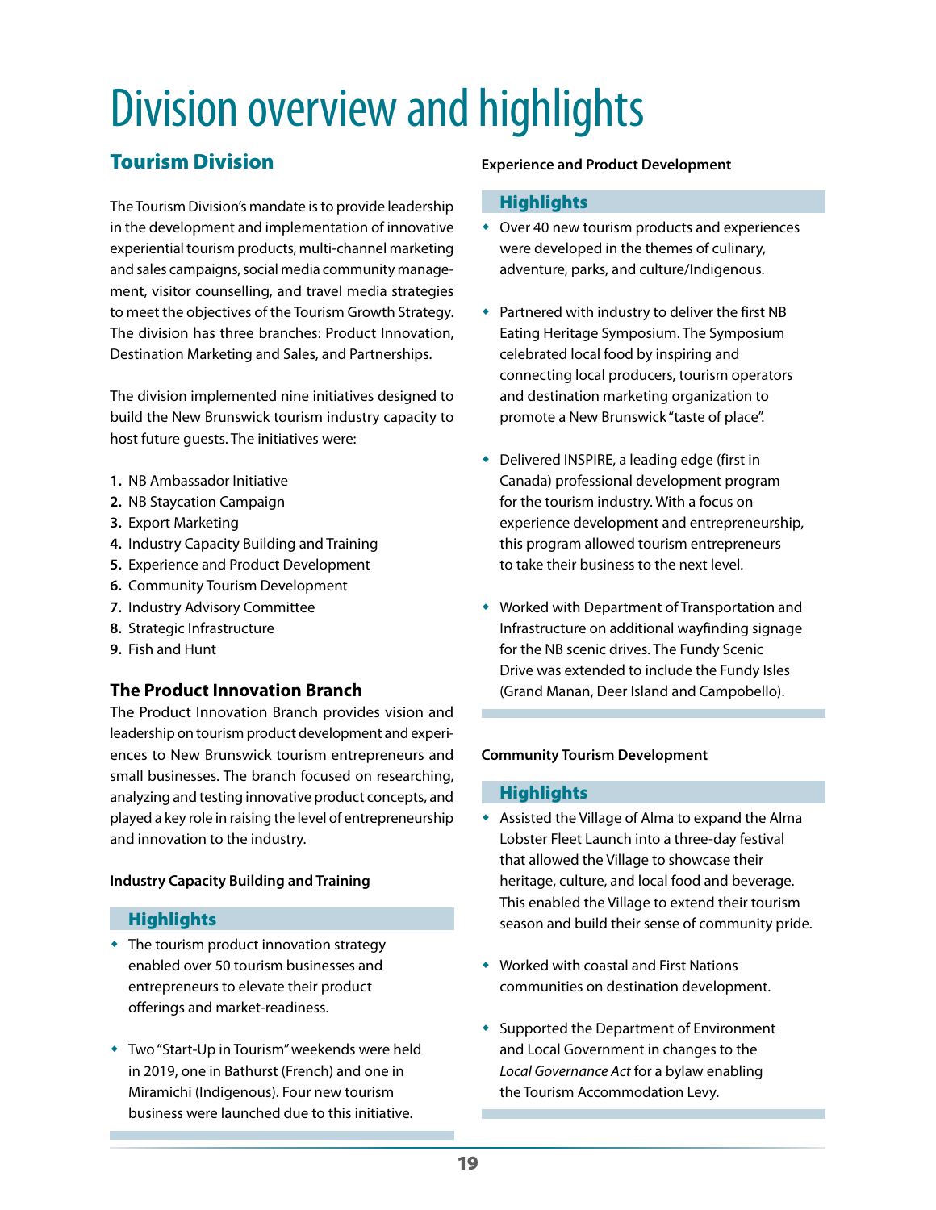# Division overview and highlights

## Tourism Division

The Tourism Division's mandate is to provide leadership in the development and implementation of innovative experiential tourism products, multi-channel marketing and sales campaigns, social media community management, visitor counselling, and travel media strategies to meet the objectives of the Tourism Growth Strategy. The division has three branches: Product Innovation, Destination Marketing and Sales, and Partnerships.

The division implemented nine initiatives designed to build the New Brunswick tourism industry capacity to host future guests. The initiatives were:

1. NB Ambassador Initiative
2. NB Staycation Campaign
3. Export Marketing
4. Industry Capacity Building and Training
5. Experience and Product Development
6. Community Tourism Development
7. Industry Advisory Committee
8. Strategic Infrastructure
9. Fish and Hunt

### The Product Innovation Branch

The Product Innovation Branch provides vision and leadership on tourism product development and experiences to New Brunswick tourism entrepreneurs and small businesses. The branch focused on researching, analyzing and testing innovative product concepts, and played a key role in raising the level of entrepreneurship and innovation to the industry.

**Industry Capacity Building and Training**

#### Highlights

- The tourism product innovation strategy enabled over 50 tourism businesses and entrepreneurs to elevate their product offerings and market-readiness.
- Two "Start-Up in Tourism" weekends were held in 2019, one in Bathurst (French) and one in Miramichi (Indigenous). Four new tourism business were launched due to this initiative.

**Experience and Product Development**

#### Highlights

- Over 40 new tourism products and experiences were developed in the themes of culinary, adventure, parks, and culture/Indigenous.
- Partnered with industry to deliver the first NB Eating Heritage Symposium. The Symposium celebrated local food by inspiring and connecting local producers, tourism operators and destination marketing organization to promote a New Brunswick "taste of place".
- Delivered INSPIRE, a leading edge (first in Canada) professional development program for the tourism industry. With a focus on experience development and entrepreneurship, this program allowed tourism entrepreneurs to take their business to the next level.
- Worked with Department of Transportation and Infrastructure on additional wayfinding signage for the NB scenic drives. The Fundy Scenic Drive was extended to include the Fundy Isles (Grand Manan, Deer Island and Campobello).

**Community Tourism Development**

#### Highlights

- Assisted the Village of Alma to expand the Alma Lobster Fleet Launch into a three-day festival that allowed the Village to showcase their heritage, culture, and local food and beverage. This enabled the Village to extend their tourism season and build their sense of community pride.
- Worked with coastal and First Nations communities on destination development.
- Supported the Department of Environment and Local Government in changes to the *Local Governance Act* for a bylaw enabling the Tourism Accommodation Levy.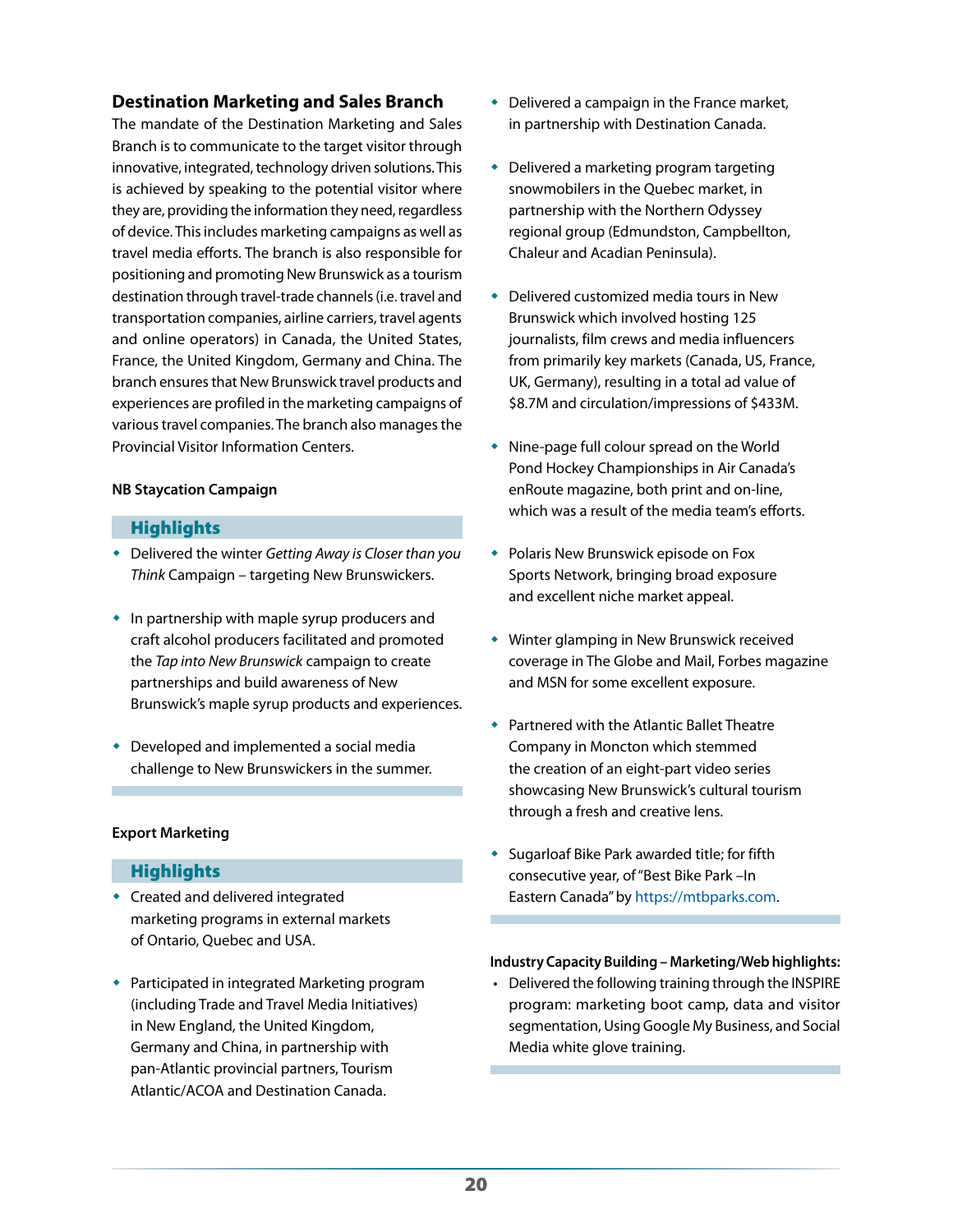## Destination Marketing and Sales Branch

The mandate of the Destination Marketing and Sales Branch is to communicate to the target visitor through innovative, integrated, technology driven solutions. This is achieved by speaking to the potential visitor where they are, providing the information they need, regardless of device. This includes marketing campaigns as well as travel media efforts. The branch is also responsible for positioning and promoting New Brunswick as a tourism destination through travel-trade channels (i.e. travel and transportation companies, airline carriers, travel agents and online operators) in Canada, the United States, France, the United Kingdom, Germany and China. The branch ensures that New Brunswick travel products and experiences are profiled in the marketing campaigns of various travel companies. The branch also manages the Provincial Visitor Information Centers.

**NB Staycation Campaign**

### Highlights

- Delivered the winter *Getting Away is Closer than you Think* Campaign – targeting New Brunswickers.
- In partnership with maple syrup producers and craft alcohol producers facilitated and promoted the *Tap into New Brunswick* campaign to create partnerships and build awareness of New Brunswick's maple syrup products and experiences.
- Developed and implemented a social media challenge to New Brunswickers in the summer.

**Export Marketing**

### Highlights

- Created and delivered integrated marketing programs in external markets of Ontario, Quebec and USA.
- Participated in integrated Marketing program (including Trade and Travel Media Initiatives) in New England, the United Kingdom, Germany and China, in partnership with pan-Atlantic provincial partners, Tourism Atlantic/ACOA and Destination Canada.
- Delivered a campaign in the France market, in partnership with Destination Canada.
- Delivered a marketing program targeting snowmobilers in the Quebec market, in partnership with the Northern Odyssey regional group (Edmundston, Campbellton, Chaleur and Acadian Peninsula).
- Delivered customized media tours in New Brunswick which involved hosting 125 journalists, film crews and media influencers from primarily key markets (Canada, US, France, UK, Germany), resulting in a total ad value of $8.7M and circulation/impressions of $433M.
- Nine-page full colour spread on the World Pond Hockey Championships in Air Canada's enRoute magazine, both print and on-line, which was a result of the media team's efforts.
- Polaris New Brunswick episode on Fox Sports Network, bringing broad exposure and excellent niche market appeal.
- Winter glamping in New Brunswick received coverage in The Globe and Mail, Forbes magazine and MSN for some excellent exposure.
- Partnered with the Atlantic Ballet Theatre Company in Moncton which stemmed the creation of an eight-part video series showcasing New Brunswick's cultural tourism through a fresh and creative lens.
- Sugarloaf Bike Park awarded title; for fifth consecutive year, of "Best Bike Park –In Eastern Canada" by https://mtbparks.com.

**Industry Capacity Building – Marketing/Web highlights:**

- Delivered the following training through the INSPIRE program: marketing boot camp, data and visitor segmentation, Using Google My Business, and Social Media white glove training.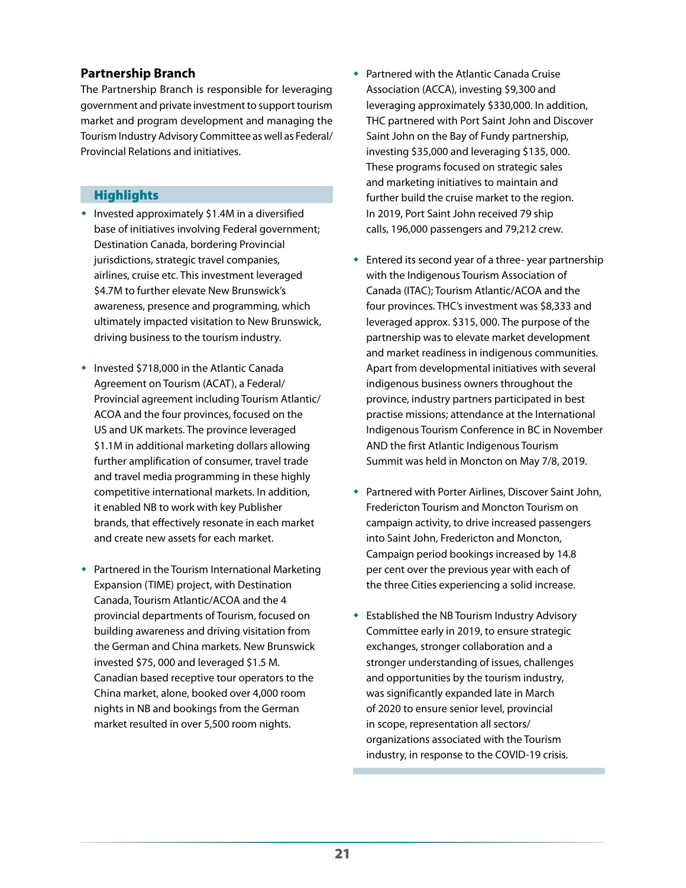## Partnership Branch

The Partnership Branch is responsible for leveraging government and private investment to support tourism market and program development and managing the Tourism Industry Advisory Committee as well as Federal/ Provincial Relations and initiatives.

### Highlights

- Invested approximately $1.4M in a diversified base of initiatives involving Federal government; Destination Canada, bordering Provincial jurisdictions, strategic travel companies, airlines, cruise etc. This investment leveraged $4.7M to further elevate New Brunswick's awareness, presence and programming, which ultimately impacted visitation to New Brunswick, driving business to the tourism industry.

- Invested $718,000 in the Atlantic Canada Agreement on Tourism (ACAT), a Federal/ Provincial agreement including Tourism Atlantic/ ACOA and the four provinces, focused on the US and UK markets. The province leveraged $1.1M in additional marketing dollars allowing further amplification of consumer, travel trade and travel media programming in these highly competitive international markets. In addition, it enabled NB to work with key Publisher brands, that effectively resonate in each market and create new assets for each market.

- Partnered in the Tourism International Marketing Expansion (TIME) project, with Destination Canada, Tourism Atlantic/ACOA and the 4 provincial departments of Tourism, focused on building awareness and driving visitation from the German and China markets. New Brunswick invested $75, 000 and leveraged $1.5 M. Canadian based receptive tour operators to the China market, alone, booked over 4,000 room nights in NB and bookings from the German market resulted in over 5,500 room nights.

- Partnered with the Atlantic Canada Cruise Association (ACCA), investing $9,300 and leveraging approximately $330,000. In addition, THC partnered with Port Saint John and Discover Saint John on the Bay of Fundy partnership, investing $35,000 and leveraging $135, 000. These programs focused on strategic sales and marketing initiatives to maintain and further build the cruise market to the region. In 2019, Port Saint John received 79 ship calls, 196,000 passengers and 79,212 crew.

- Entered its second year of a three- year partnership with the Indigenous Tourism Association of Canada (ITAC); Tourism Atlantic/ACOA and the four provinces. THC's investment was $8,333 and leveraged approx. $315, 000. The purpose of the partnership was to elevate market development and market readiness in indigenous communities. Apart from developmental initiatives with several indigenous business owners throughout the province, industry partners participated in best practise missions; attendance at the International Indigenous Tourism Conference in BC in November AND the first Atlantic Indigenous Tourism Summit was held in Moncton on May 7/8, 2019.

- Partnered with Porter Airlines, Discover Saint John, Fredericton Tourism and Moncton Tourism on campaign activity, to drive increased passengers into Saint John, Fredericton and Moncton, Campaign period bookings increased by 14.8 per cent over the previous year with each of the three Cities experiencing a solid increase.

- Established the NB Tourism Industry Advisory Committee early in 2019, to ensure strategic exchanges, stronger collaboration and a stronger understanding of issues, challenges and opportunities by the tourism industry, was significantly expanded late in March of 2020 to ensure senior level, provincial in scope, representation all sectors/ organizations associated with the Tourism industry, in response to the COVID-19 crisis.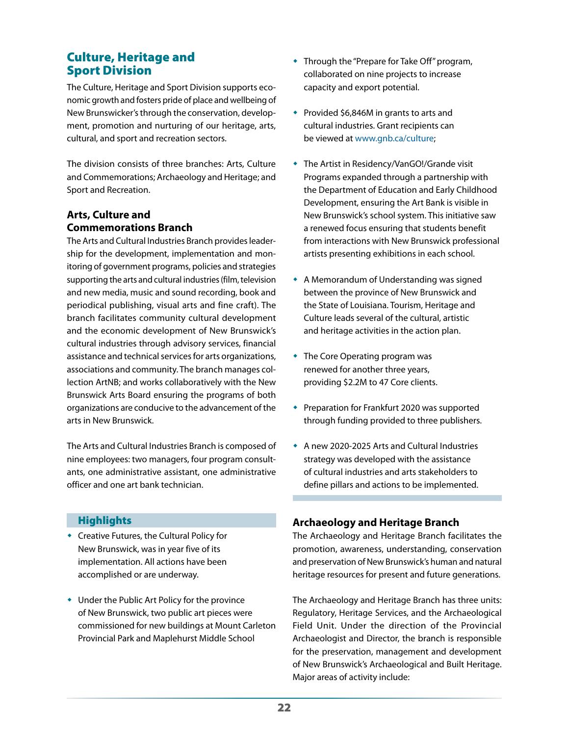## Culture, Heritage and Sport Division

The Culture, Heritage and Sport Division supports economic growth and fosters pride of place and wellbeing of New Brunswicker's through the conservation, development, promotion and nurturing of our heritage, arts, cultural, and sport and recreation sectors.

The division consists of three branches: Arts, Culture and Commemorations; Archaeology and Heritage; and Sport and Recreation.

### Arts, Culture and Commemorations Branch

The Arts and Cultural Industries Branch provides leadership for the development, implementation and monitoring of government programs, policies and strategies supporting the arts and cultural industries (film, television and new media, music and sound recording, book and periodical publishing, visual arts and fine craft). The branch facilitates community cultural development and the economic development of New Brunswick's cultural industries through advisory services, financial assistance and technical services for arts organizations, associations and community. The branch manages collection ArtNB; and works collaboratively with the New Brunswick Arts Board ensuring the programs of both organizations are conducive to the advancement of the arts in New Brunswick.

The Arts and Cultural Industries Branch is composed of nine employees: two managers, four program consultants, one administrative assistant, one administrative officer and one art bank technician.

#### Highlights

- Creative Futures, the Cultural Policy for New Brunswick, was in year five of its implementation. All actions have been accomplished or are underway.
- Under the Public Art Policy for the province of New Brunswick, two public art pieces were commissioned for new buildings at Mount Carleton Provincial Park and Maplehurst Middle School
- Through the "Prepare for Take Off" program, collaborated on nine projects to increase capacity and export potential.
- Provided $6,846M in grants to arts and cultural industries. Grant recipients can be viewed at www.gnb.ca/culture;
- The Artist in Residency/VanGO!/Grande visit Programs expanded through a partnership with the Department of Education and Early Childhood Development, ensuring the Art Bank is visible in New Brunswick's school system. This initiative saw a renewed focus ensuring that students benefit from interactions with New Brunswick professional artists presenting exhibitions in each school.
- A Memorandum of Understanding was signed between the province of New Brunswick and the State of Louisiana. Tourism, Heritage and Culture leads several of the cultural, artistic and heritage activities in the action plan.
- The Core Operating program was renewed for another three years, providing $2.2M to 47 Core clients.
- Preparation for Frankfurt 2020 was supported through funding provided to three publishers.
- A new 2020-2025 Arts and Cultural Industries strategy was developed with the assistance of cultural industries and arts stakeholders to define pillars and actions to be implemented.

### Archaeology and Heritage Branch

The Archaeology and Heritage Branch facilitates the promotion, awareness, understanding, conservation and preservation of New Brunswick's human and natural heritage resources for present and future generations.

The Archaeology and Heritage Branch has three units: Regulatory, Heritage Services, and the Archaeological Field Unit. Under the direction of the Provincial Archaeologist and Director, the branch is responsible for the preservation, management and development of New Brunswick's Archaeological and Built Heritage. Major areas of activity include: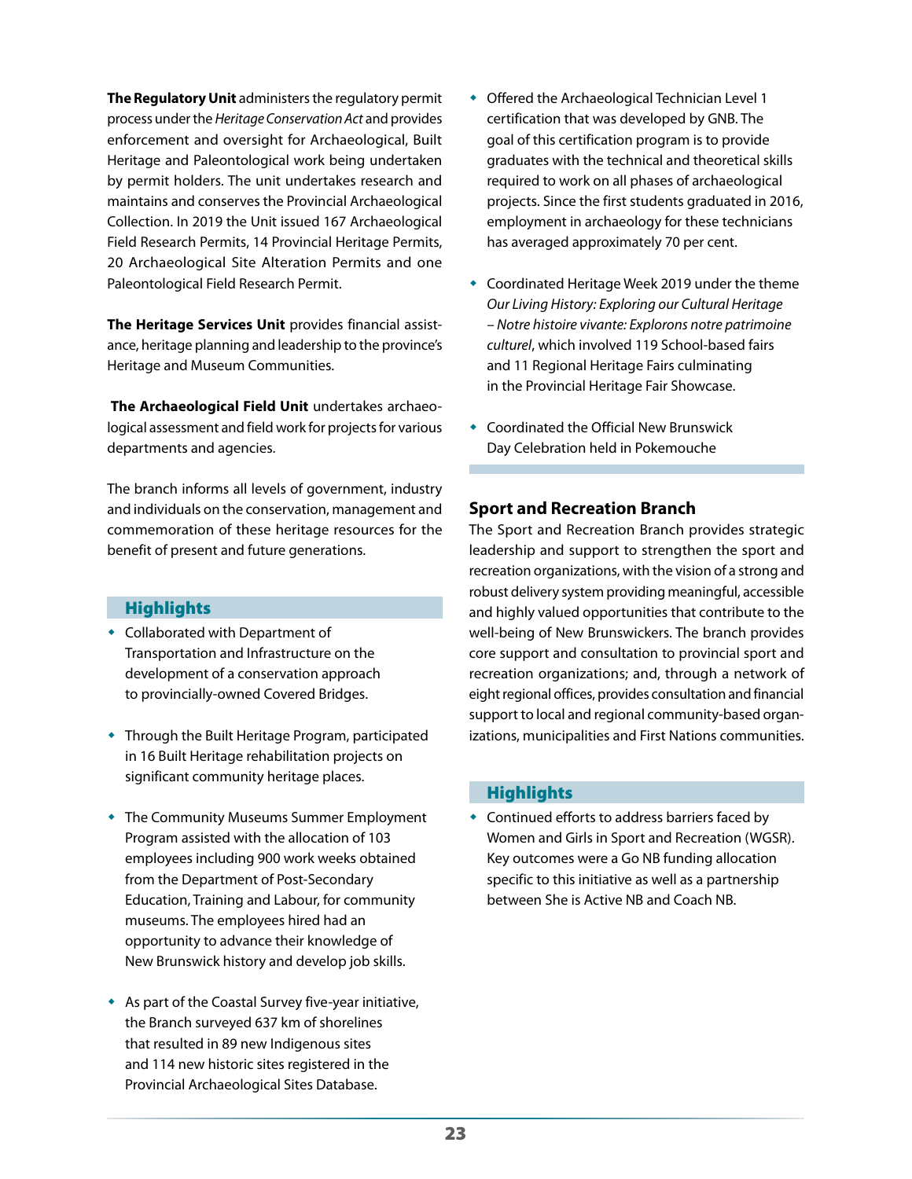**The Regulatory Unit** administers the regulatory permit process under the *Heritage Conservation Act* and provides enforcement and oversight for Archaeological, Built Heritage and Paleontological work being undertaken by permit holders. The unit undertakes research and maintains and conserves the Provincial Archaeological Collection. In 2019 the Unit issued 167 Archaeological Field Research Permits, 14 Provincial Heritage Permits, 20 Archaeological Site Alteration Permits and one Paleontological Field Research Permit.

**The Heritage Services Unit** provides financial assistance, heritage planning and leadership to the province's Heritage and Museum Communities.

**The Archaeological Field Unit** undertakes archaeological assessment and field work for projects for various departments and agencies.

The branch informs all levels of government, industry and individuals on the conservation, management and commemoration of these heritage resources for the benefit of present and future generations.

### Highlights

- Collaborated with Department of Transportation and Infrastructure on the development of a conservation approach to provincially-owned Covered Bridges.
- Through the Built Heritage Program, participated in 16 Built Heritage rehabilitation projects on significant community heritage places.
- The Community Museums Summer Employment Program assisted with the allocation of 103 employees including 900 work weeks obtained from the Department of Post-Secondary Education, Training and Labour, for community museums. The employees hired had an opportunity to advance their knowledge of New Brunswick history and develop job skills.
- As part of the Coastal Survey five-year initiative, the Branch surveyed 637 km of shorelines that resulted in 89 new Indigenous sites and 114 new historic sites registered in the Provincial Archaeological Sites Database.
- Offered the Archaeological Technician Level 1 certification that was developed by GNB. The goal of this certification program is to provide graduates with the technical and theoretical skills required to work on all phases of archaeological projects. Since the first students graduated in 2016, employment in archaeology for these technicians has averaged approximately 70 per cent.
- Coordinated Heritage Week 2019 under the theme *Our Living History: Exploring our Cultural Heritage – Notre histoire vivante: Explorons notre patrimoine culturel*, which involved 119 School-based fairs and 11 Regional Heritage Fairs culminating in the Provincial Heritage Fair Showcase.
- Coordinated the Official New Brunswick Day Celebration held in Pokemouche

## Sport and Recreation Branch

The Sport and Recreation Branch provides strategic leadership and support to strengthen the sport and recreation organizations, with the vision of a strong and robust delivery system providing meaningful, accessible and highly valued opportunities that contribute to the well-being of New Brunswickers. The branch provides core support and consultation to provincial sport and recreation organizations; and, through a network of eight regional offices, provides consultation and financial support to local and regional community-based organizations, municipalities and First Nations communities.

### Highlights

- Continued efforts to address barriers faced by Women and Girls in Sport and Recreation (WGSR). Key outcomes were a Go NB funding allocation specific to this initiative as well as a partnership between She is Active NB and Coach NB.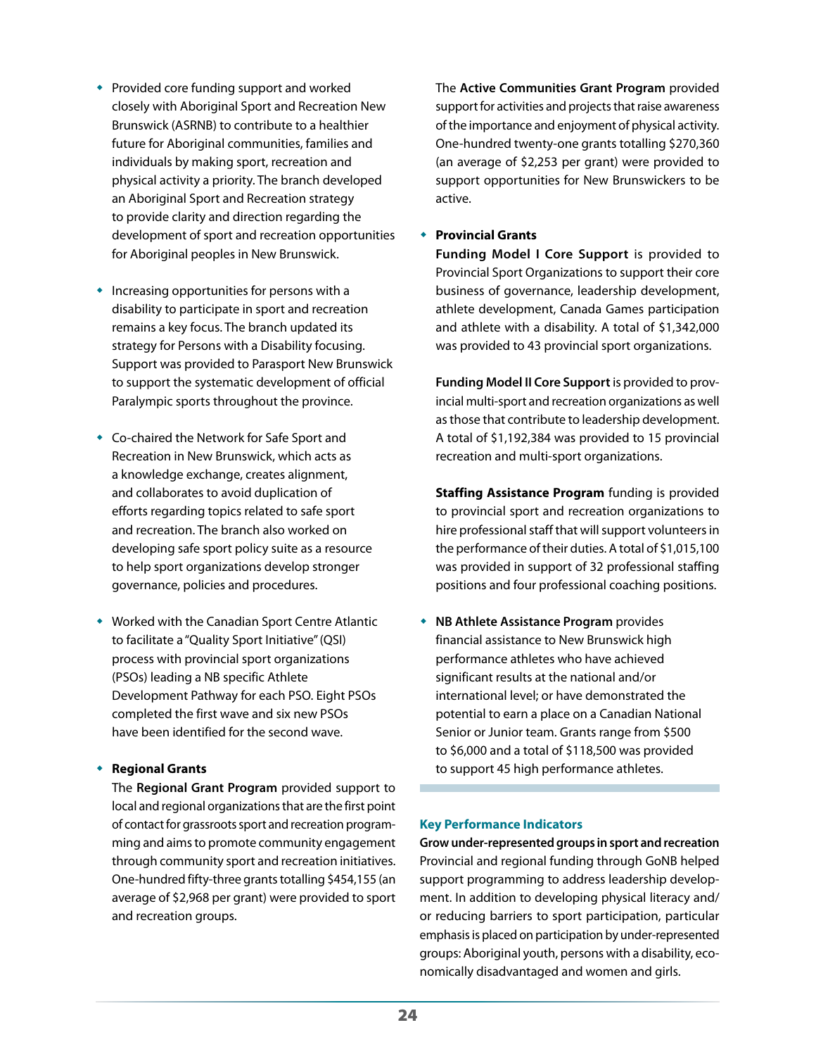- Provided core funding support and worked closely with Aboriginal Sport and Recreation New Brunswick (ASRNB) to contribute to a healthier future for Aboriginal communities, families and individuals by making sport, recreation and physical activity a priority. The branch developed an Aboriginal Sport and Recreation strategy to provide clarity and direction regarding the development of sport and recreation opportunities for Aboriginal peoples in New Brunswick.

- Increasing opportunities for persons with a disability to participate in sport and recreation remains a key focus. The branch updated its strategy for Persons with a Disability focusing. Support was provided to Parasport New Brunswick to support the systematic development of official Paralympic sports throughout the province.

- Co-chaired the Network for Safe Sport and Recreation in New Brunswick, which acts as a knowledge exchange, creates alignment, and collaborates to avoid duplication of efforts regarding topics related to safe sport and recreation. The branch also worked on developing safe sport policy suite as a resource to help sport organizations develop stronger governance, policies and procedures.

- Worked with the Canadian Sport Centre Atlantic to facilitate a "Quality Sport Initiative" (QSI) process with provincial sport organizations (PSOs) leading a NB specific Athlete Development Pathway for each PSO. Eight PSOs completed the first wave and six new PSOs have been identified for the second wave.

- **Regional Grants**

  The **Regional Grant Program** provided support to local and regional organizations that are the first point of contact for grassroots sport and recreation programming and aims to promote community engagement through community sport and recreation initiatives. One-hundred fifty-three grants totalling $454,155 (an average of $2,968 per grant) were provided to sport and recreation groups.

  The **Active Communities Grant Program** provided support for activities and projects that raise awareness of the importance and enjoyment of physical activity. One-hundred twenty-one grants totalling $270,360 (an average of $2,253 per grant) were provided to support opportunities for New Brunswickers to be active.

- **Provincial Grants**

  **Funding Model I Core Support** is provided to Provincial Sport Organizations to support their core business of governance, leadership development, athlete development, Canada Games participation and athlete with a disability. A total of $1,342,000 was provided to 43 provincial sport organizations.

  **Funding Model II Core Support** is provided to provincial multi-sport and recreation organizations as well as those that contribute to leadership development. A total of $1,192,384 was provided to 15 provincial recreation and multi-sport organizations.

  **Staffing Assistance Program** funding is provided to provincial sport and recreation organizations to hire professional staff that will support volunteers in the performance of their duties. A total of $1,015,100 was provided in support of 32 professional staffing positions and four professional coaching positions.

- **NB Athlete Assistance Program** provides financial assistance to New Brunswick high performance athletes who have achieved significant results at the national and/or international level; or have demonstrated the potential to earn a place on a Canadian National Senior or Junior team. Grants range from $500 to $6,000 and a total of $118,500 was provided to support 45 high performance athletes.

### Key Performance Indicators

**Grow under-represented groups in sport and recreation**

Provincial and regional funding through GoNB helped support programming to address leadership development. In addition to developing physical literacy and/or reducing barriers to sport participation, particular emphasis is placed on participation by under-represented groups: Aboriginal youth, persons with a disability, economically disadvantaged and women and girls.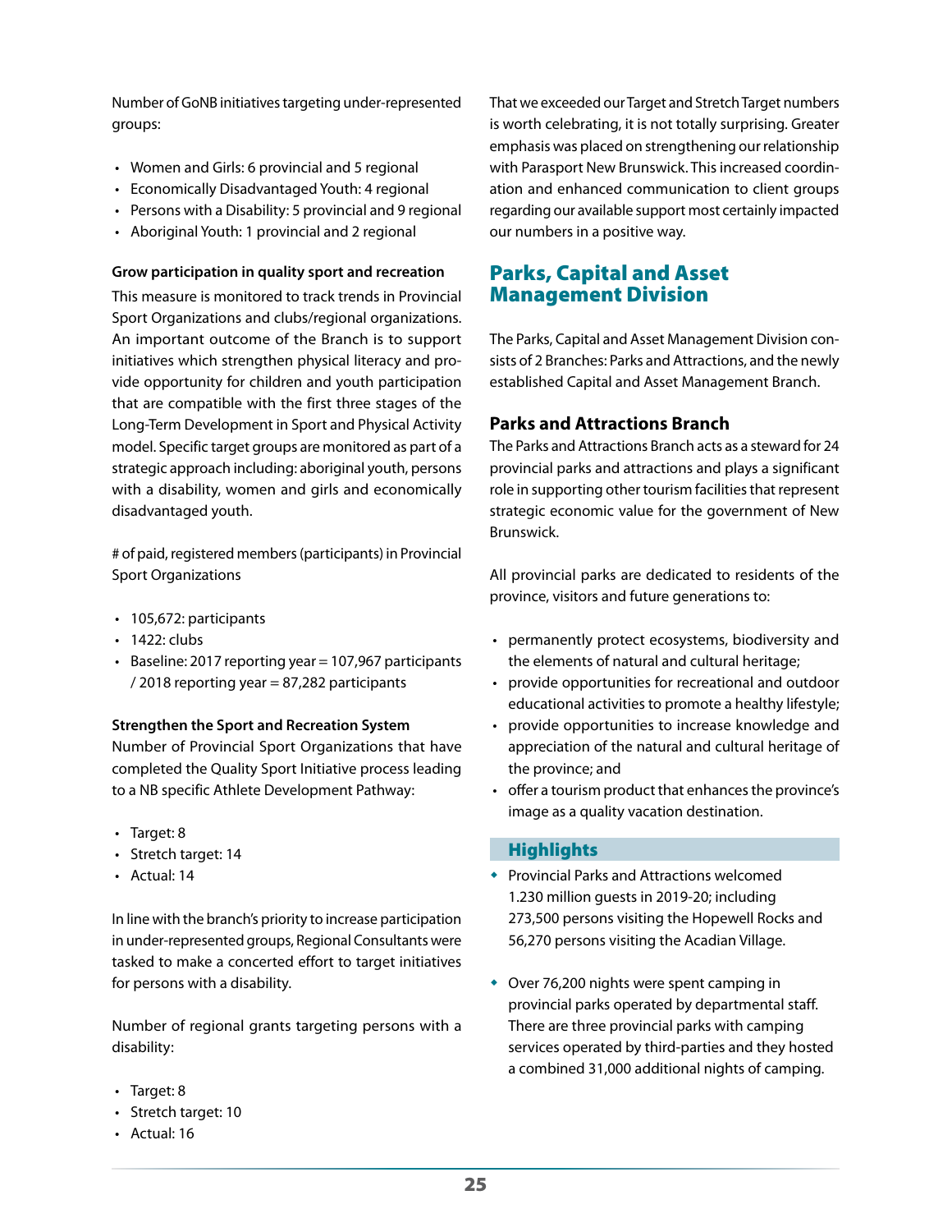Number of GoNB initiatives targeting under-represented groups:

- Women and Girls: 6 provincial and 5 regional
- Economically Disadvantaged Youth: 4 regional
- Persons with a Disability: 5 provincial and 9 regional
- Aboriginal Youth: 1 provincial and 2 regional

**Grow participation in quality sport and recreation**

This measure is monitored to track trends in Provincial Sport Organizations and clubs/regional organizations. An important outcome of the Branch is to support initiatives which strengthen physical literacy and provide opportunity for children and youth participation that are compatible with the first three stages of the Long-Term Development in Sport and Physical Activity model. Specific target groups are monitored as part of a strategic approach including: aboriginal youth, persons with a disability, women and girls and economically disadvantaged youth.

# of paid, registered members (participants) in Provincial Sport Organizations

- 105,672: participants
- 1422: clubs
- Baseline: 2017 reporting year = 107,967 participants / 2018 reporting year = 87,282 participants

**Strengthen the Sport and Recreation System**

Number of Provincial Sport Organizations that have completed the Quality Sport Initiative process leading to a NB specific Athlete Development Pathway:

- Target: 8
- Stretch target: 14
- Actual: 14

In line with the branch's priority to increase participation in under-represented groups, Regional Consultants were tasked to make a concerted effort to target initiatives for persons with a disability.

Number of regional grants targeting persons with a disability:

- Target: 8
- Stretch target: 10
- Actual: 16

That we exceeded our Target and Stretch Target numbers is worth celebrating, it is not totally surprising. Greater emphasis was placed on strengthening our relationship with Parasport New Brunswick. This increased coordination and enhanced communication to client groups regarding our available support most certainly impacted our numbers in a positive way.

## Parks, Capital and Asset Management Division

The Parks, Capital and Asset Management Division consists of 2 Branches: Parks and Attractions, and the newly established Capital and Asset Management Branch.

### Parks and Attractions Branch

The Parks and Attractions Branch acts as a steward for 24 provincial parks and attractions and plays a significant role in supporting other tourism facilities that represent strategic economic value for the government of New Brunswick.

All provincial parks are dedicated to residents of the province, visitors and future generations to:

- permanently protect ecosystems, biodiversity and the elements of natural and cultural heritage;
- provide opportunities for recreational and outdoor educational activities to promote a healthy lifestyle;
- provide opportunities to increase knowledge and appreciation of the natural and cultural heritage of the province; and
- offer a tourism product that enhances the province's image as a quality vacation destination.

#### Highlights

- Provincial Parks and Attractions welcomed 1.230 million guests in 2019-20; including 273,500 persons visiting the Hopewell Rocks and 56,270 persons visiting the Acadian Village.
- Over 76,200 nights were spent camping in provincial parks operated by departmental staff. There are three provincial parks with camping services operated by third-parties and they hosted a combined 31,000 additional nights of camping.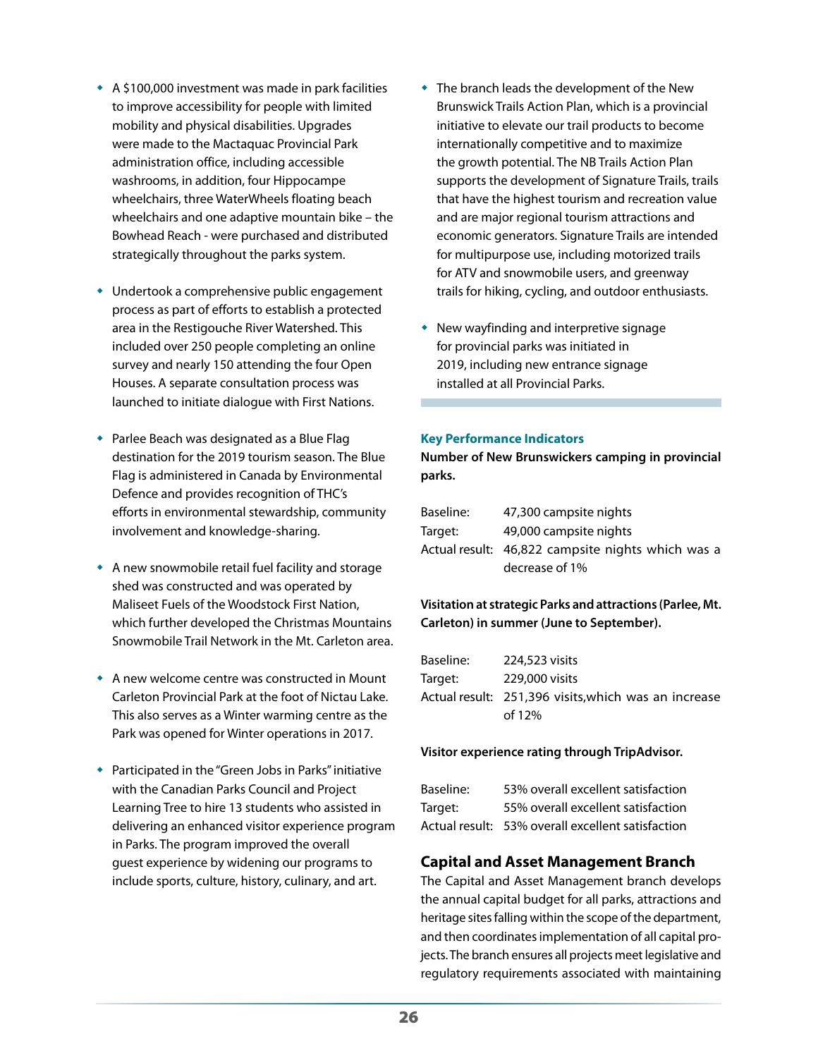- A $100,000 investment was made in park facilities to improve accessibility for people with limited mobility and physical disabilities. Upgrades were made to the Mactaquac Provincial Park administration office, including accessible washrooms, in addition, four Hippocampe wheelchairs, three WaterWheels floating beach wheelchairs and one adaptive mountain bike – the Bowhead Reach - were purchased and distributed strategically throughout the parks system.

- Undertook a comprehensive public engagement process as part of efforts to establish a protected area in the Restigouche River Watershed. This included over 250 people completing an online survey and nearly 150 attending the four Open Houses. A separate consultation process was launched to initiate dialogue with First Nations.

- Parlee Beach was designated as a Blue Flag destination for the 2019 tourism season. The Blue Flag is administered in Canada by Environmental Defence and provides recognition of THC's efforts in environmental stewardship, community involvement and knowledge-sharing.

- A new snowmobile retail fuel facility and storage shed was constructed and was operated by Maliseet Fuels of the Woodstock First Nation, which further developed the Christmas Mountains Snowmobile Trail Network in the Mt. Carleton area.

- A new welcome centre was constructed in Mount Carleton Provincial Park at the foot of Nictau Lake. This also serves as a Winter warming centre as the Park was opened for Winter operations in 2017.

- Participated in the "Green Jobs in Parks" initiative with the Canadian Parks Council and Project Learning Tree to hire 13 students who assisted in delivering an enhanced visitor experience program in Parks. The program improved the overall guest experience by widening our programs to include sports, culture, history, culinary, and art.

- The branch leads the development of the New Brunswick Trails Action Plan, which is a provincial initiative to elevate our trail products to become internationally competitive and to maximize the growth potential. The NB Trails Action Plan supports the development of Signature Trails, trails that have the highest tourism and recreation value and are major regional tourism attractions and economic generators. Signature Trails are intended for multipurpose use, including motorized trails for ATV and snowmobile users, and greenway trails for hiking, cycling, and outdoor enthusiasts.

- New wayfinding and interpretive signage for provincial parks was initiated in 2019, including new entrance signage installed at all Provincial Parks.

### Key Performance Indicators

**Number of New Brunswickers camping in provincial parks.**

| | |
|---|---|
| Baseline: | 47,300 campsite nights |
| Target: | 49,000 campsite nights |
| Actual result: | 46,822 campsite nights which was a decrease of 1% |

**Visitation at strategic Parks and attractions (Parlee, Mt. Carleton) in summer (June to September).**

| | |
|---|---|
| Baseline: | 224,523 visits |
| Target: | 229,000 visits |
| Actual result: | 251,396 visits,which was an increase of 12% |

**Visitor experience rating through TripAdvisor.**

| | |
|---|---|
| Baseline: | 53% overall excellent satisfaction |
| Target: | 55% overall excellent satisfaction |
| Actual result: | 53% overall excellent satisfaction |

## Capital and Asset Management Branch

The Capital and Asset Management branch develops the annual capital budget for all parks, attractions and heritage sites falling within the scope of the department, and then coordinates implementation of all capital projects. The branch ensures all projects meet legislative and regulatory requirements associated with maintaining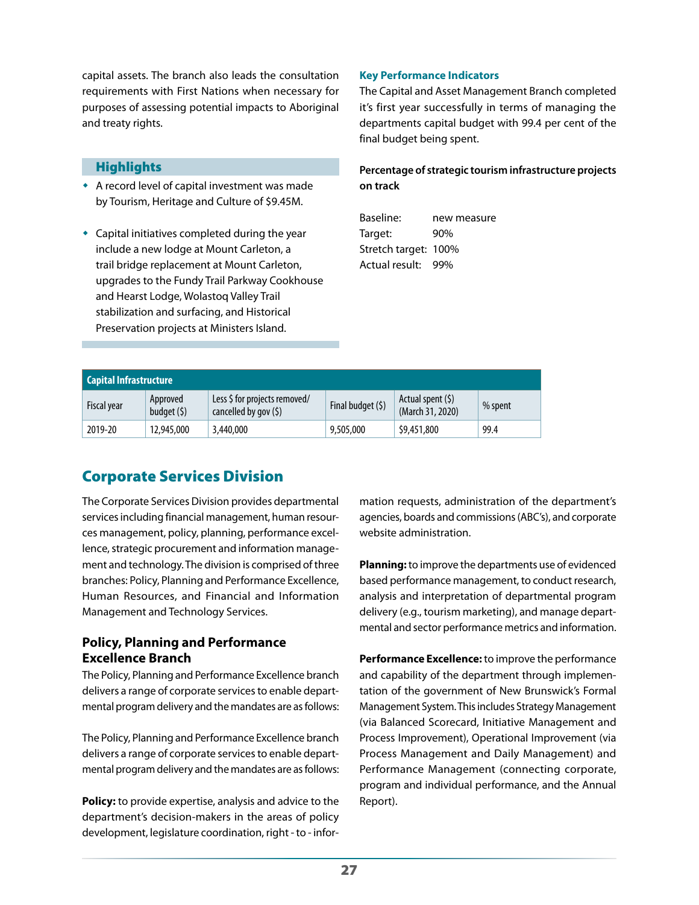capital assets. The branch also leads the consultation requirements with First Nations when necessary for purposes of assessing potential impacts to Aboriginal and treaty rights.

### Highlights

- A record level of capital investment was made by Tourism, Heritage and Culture of $9.45M.
- Capital initiatives completed during the year include a new lodge at Mount Carleton, a trail bridge replacement at Mount Carleton, upgrades to the Fundy Trail Parkway Cookhouse and Hearst Lodge, Wolastoq Valley Trail stabilization and surfacing, and Historical Preservation projects at Ministers Island.

### Key Performance Indicators

The Capital and Asset Management Branch completed it's first year successfully in terms of managing the departments capital budget with 99.4 per cent of the final budget being spent.

**Percentage of strategic tourism infrastructure projects on track**

Baseline: new measure
Target: 90%
Stretch target: 100%
Actual result: 99%

| Capital Infrastructure | | | | | |
|---|---|---|---|---|---|
| Fiscal year | Approved budget ($) | Less $ for projects removed/ cancelled by gov ($) | Final budget ($) | Actual spent ($) (March 31, 2020) | % spent |
| 2019-20 | 12,945,000 | 3,440,000 | 9,505,000 | $9,451,800 | 99.4 |

## Corporate Services Division

The Corporate Services Division provides departmental services including financial management, human resources management, policy, planning, performance excellence, strategic procurement and information management and technology. The division is comprised of three branches: Policy, Planning and Performance Excellence, Human Resources, and Financial and Information Management and Technology Services.

### Policy, Planning and Performance Excellence Branch

The Policy, Planning and Performance Excellence branch delivers a range of corporate services to enable departmental program delivery and the mandates are as follows:

The Policy, Planning and Performance Excellence branch delivers a range of corporate services to enable departmental program delivery and the mandates are as follows:

**Policy:** to provide expertise, analysis and advice to the department's decision-makers in the areas of policy development, legislature coordination, right - to - information requests, administration of the department's agencies, boards and commissions (ABC's), and corporate website administration.

**Planning:** to improve the departments use of evidenced based performance management, to conduct research, analysis and interpretation of departmental program delivery (e.g., tourism marketing), and manage departmental and sector performance metrics and information.

**Performance Excellence:** to improve the performance and capability of the department through implementation of the government of New Brunswick's Formal Management System. This includes Strategy Management (via Balanced Scorecard, Initiative Management and Process Improvement), Operational Improvement (via Process Management and Daily Management) and Performance Management (connecting corporate, program and individual performance, and the Annual Report).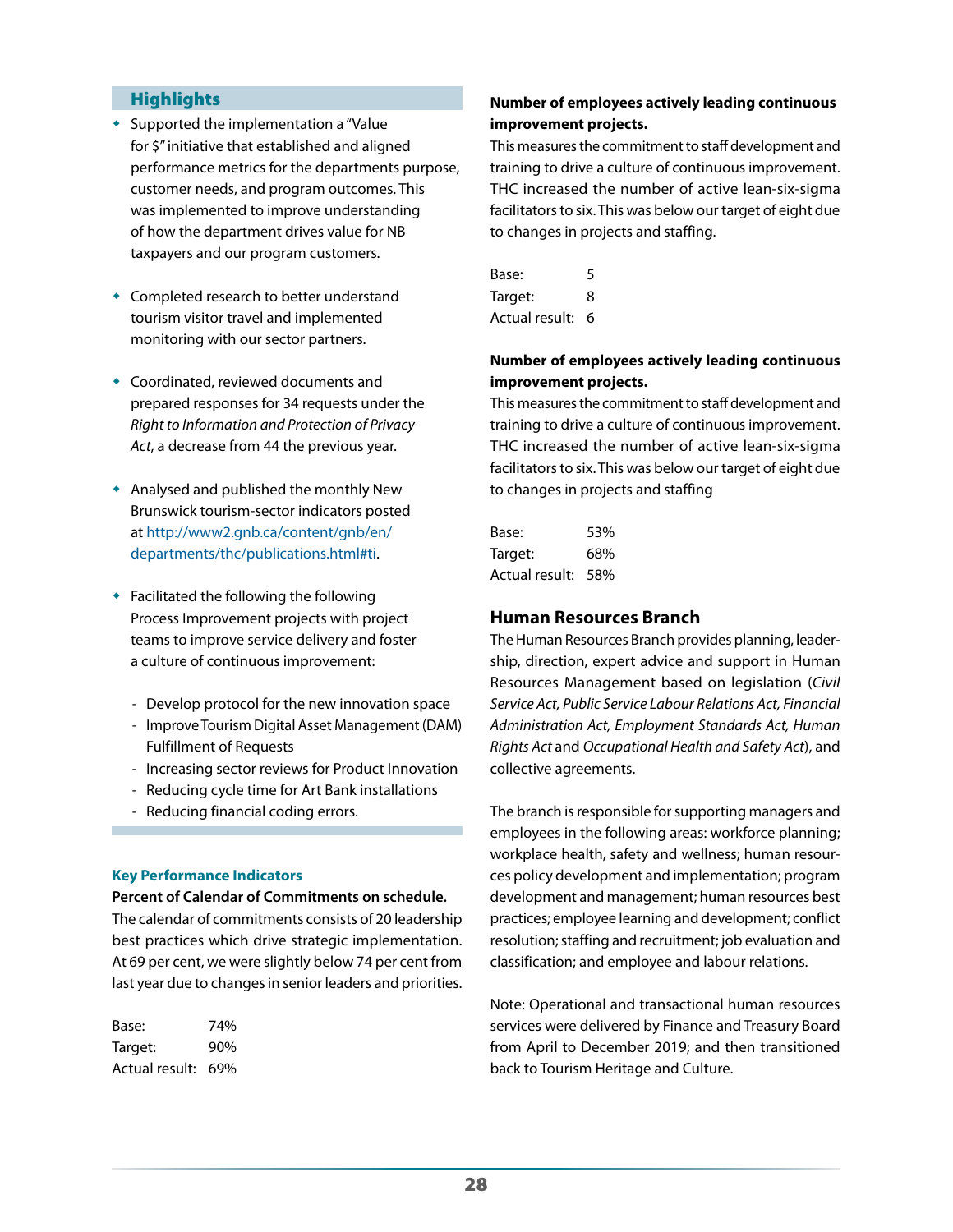## Highlights

- Supported the implementation a "Value for $" initiative that established and aligned performance metrics for the departments purpose, customer needs, and program outcomes. This was implemented to improve understanding of how the department drives value for NB taxpayers and our program customers.
- Completed research to better understand tourism visitor travel and implemented monitoring with our sector partners.
- Coordinated, reviewed documents and prepared responses for 34 requests under the *Right to Information and Protection of Privacy Act*, a decrease from 44 the previous year.
- Analysed and published the monthly New Brunswick tourism-sector indicators posted at http://www2.gnb.ca/content/gnb/en/departments/thc/publications.html#ti.
- Facilitated the following the following Process Improvement projects with project teams to improve service delivery and foster a culture of continuous improvement:
  - Develop protocol for the new innovation space
  - Improve Tourism Digital Asset Management (DAM) Fulfillment of Requests
  - Increasing sector reviews for Product Innovation
  - Reducing cycle time for Art Bank installations
  - Reducing financial coding errors.

### Key Performance Indicators

**Percent of Calendar of Commitments on schedule.**

The calendar of commitments consists of 20 leadership best practices which drive strategic implementation. At 69 per cent, we were slightly below 74 per cent from last year due to changes in senior leaders and priorities.

Base: 74%
Target: 90%
Actual result: 69%

**Number of employees actively leading continuous improvement projects.**

This measures the commitment to staff development and training to drive a culture of continuous improvement. THC increased the number of active lean-six-sigma facilitators to six. This was below our target of eight due to changes in projects and staffing.

Base: 5
Target: 8
Actual result: 6

**Number of employees actively leading continuous improvement projects.**

This measures the commitment to staff development and training to drive a culture of continuous improvement. THC increased the number of active lean-six-sigma facilitators to six. This was below our target of eight due to changes in projects and staffing

Base: 53%
Target: 68%
Actual result: 58%

## Human Resources Branch

The Human Resources Branch provides planning, leadership, direction, expert advice and support in Human Resources Management based on legislation (*Civil Service Act, Public Service Labour Relations Act, Financial Administration Act, Employment Standards Act, Human Rights Act* and *Occupational Health and Safety Act*), and collective agreements.

The branch is responsible for supporting managers and employees in the following areas: workforce planning; workplace health, safety and wellness; human resources policy development and implementation; program development and management; human resources best practices; employee learning and development; conflict resolution; staffing and recruitment; job evaluation and classification; and employee and labour relations.

Note: Operational and transactional human resources services were delivered by Finance and Treasury Board from April to December 2019; and then transitioned back to Tourism Heritage and Culture.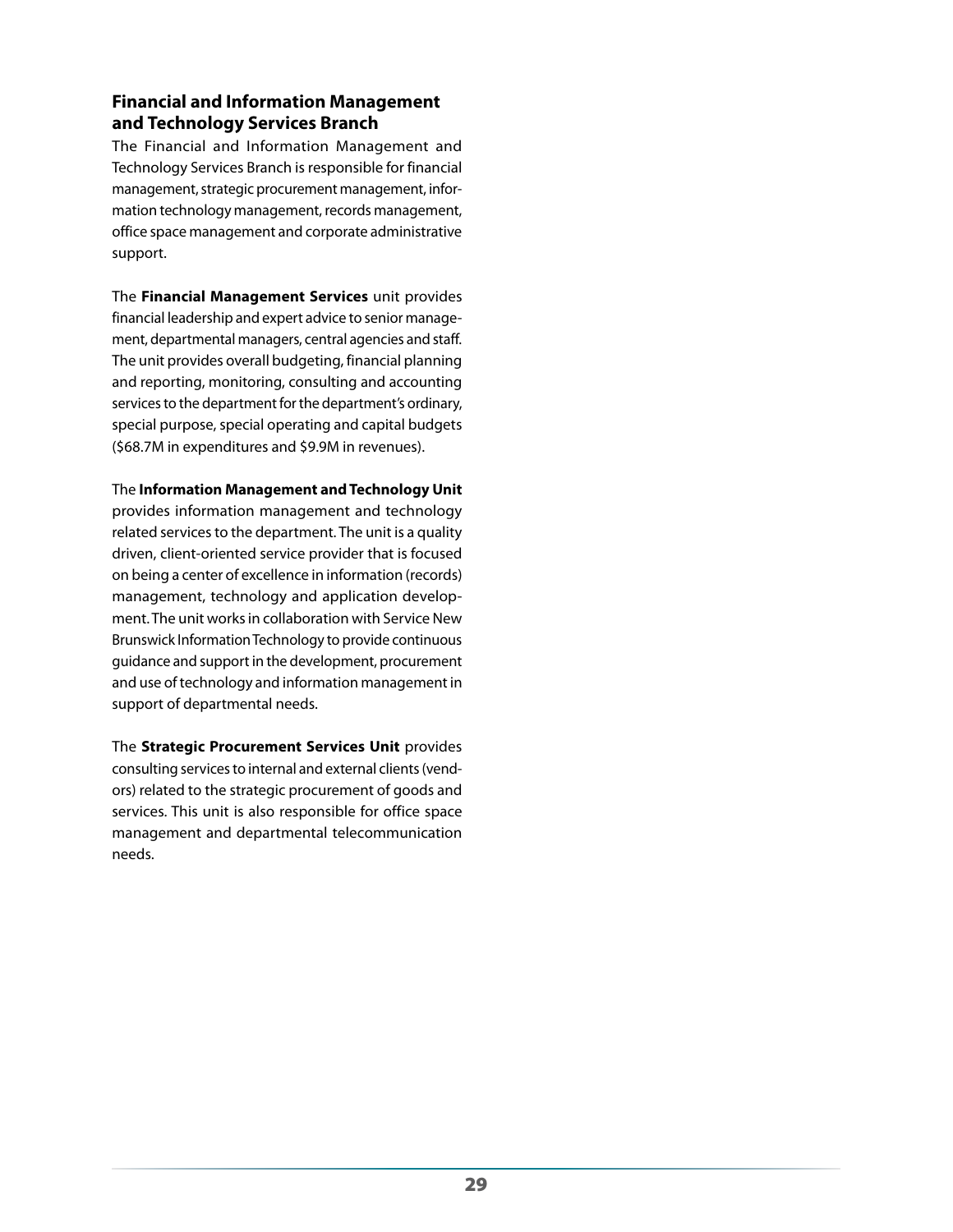## Financial and Information Management and Technology Services Branch

The Financial and Information Management and Technology Services Branch is responsible for financial management, strategic procurement management, information technology management, records management, office space management and corporate administrative support.

The **Financial Management Services** unit provides financial leadership and expert advice to senior management, departmental managers, central agencies and staff. The unit provides overall budgeting, financial planning and reporting, monitoring, consulting and accounting services to the department for the department's ordinary, special purpose, special operating and capital budgets ($68.7M in expenditures and $9.9M in revenues).

The **Information Management and Technology Unit** provides information management and technology related services to the department. The unit is a quality driven, client-oriented service provider that is focused on being a center of excellence in information (records) management, technology and application development. The unit works in collaboration with Service New Brunswick Information Technology to provide continuous guidance and support in the development, procurement and use of technology and information management in support of departmental needs.

The **Strategic Procurement Services Unit** provides consulting services to internal and external clients (vendors) related to the strategic procurement of goods and services. This unit is also responsible for office space management and departmental telecommunication needs.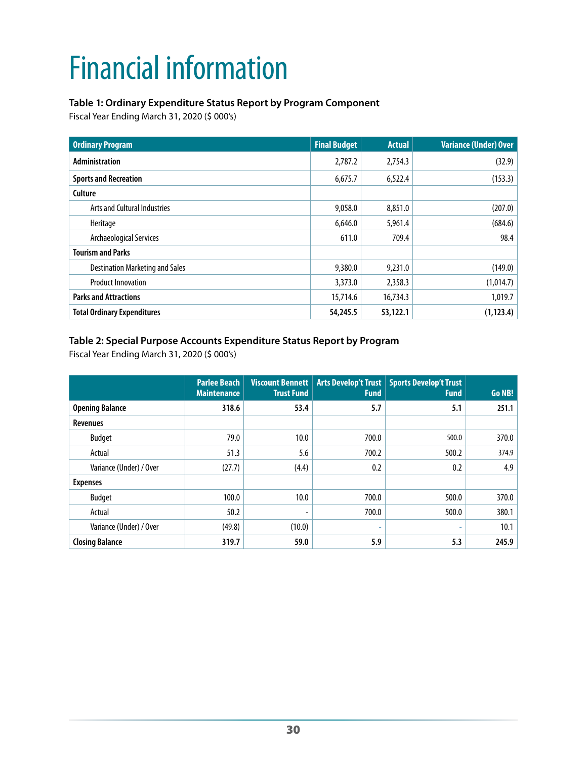# Financial information

**Table 1: Ordinary Expenditure Status Report by Program Component**

Fiscal Year Ending March 31, 2020 ($ 000's)

| Ordinary Program | Final Budget | Actual | Variance (Under) Over |
|---|---|---|---|
| **Administration** | 2,787.2 | 2,754.3 | (32.9) |
| **Sports and Recreation** | 6,675.7 | 6,522.4 | (153.3) |
| **Culture** | | | |
| Arts and Cultural Industries | 9,058.0 | 8,851.0 | (207.0) |
| Heritage | 6,646.0 | 5,961.4 | (684.6) |
| Archaeological Services | 611.0 | 709.4 | 98.4 |
| **Tourism and Parks** | | | |
| Destination Marketing and Sales | 9,380.0 | 9,231.0 | (149.0) |
| Product Innovation | 3,373.0 | 2,358.3 | (1,014.7) |
| **Parks and Attractions** | 15,714.6 | 16,734.3 | 1,019.7 |
| **Total Ordinary Expenditures** | **54,245.5** | **53,122.1** | **(1,123.4)** |

**Table 2: Special Purpose Accounts Expenditure Status Report by Program**

Fiscal Year Ending March 31, 2020 ($ 000's)

| | Parlee Beach Maintenance | Viscount Bennett Trust Fund | Arts Develop't Trust Fund | Sports Develop't Trust Fund | Go NB! |
|---|---|---|---|---|---|
| **Opening Balance** | **318.6** | **53.4** | **5.7** | **5.1** | **251.1** |
| **Revenues** | | | | | |
| Budget | 79.0 | 10.0 | 700.0 | 500.0 | 370.0 |
| Actual | 51.3 | 5.6 | 700.2 | 500.2 | 374.9 |
| Variance (Under) / Over | (27.7) | (4.4) | 0.2 | 0.2 | 4.9 |
| **Expenses** | | | | | |
| Budget | 100.0 | 10.0 | 700.0 | 500.0 | 370.0 |
| Actual | 50.2 | - | 700.0 | 500.0 | 380.1 |
| Variance (Under) / Over | (49.8) | (10.0) | - | - | 10.1 |
| **Closing Balance** | **319.7** | **59.0** | **5.9** | **5.3** | **245.9** |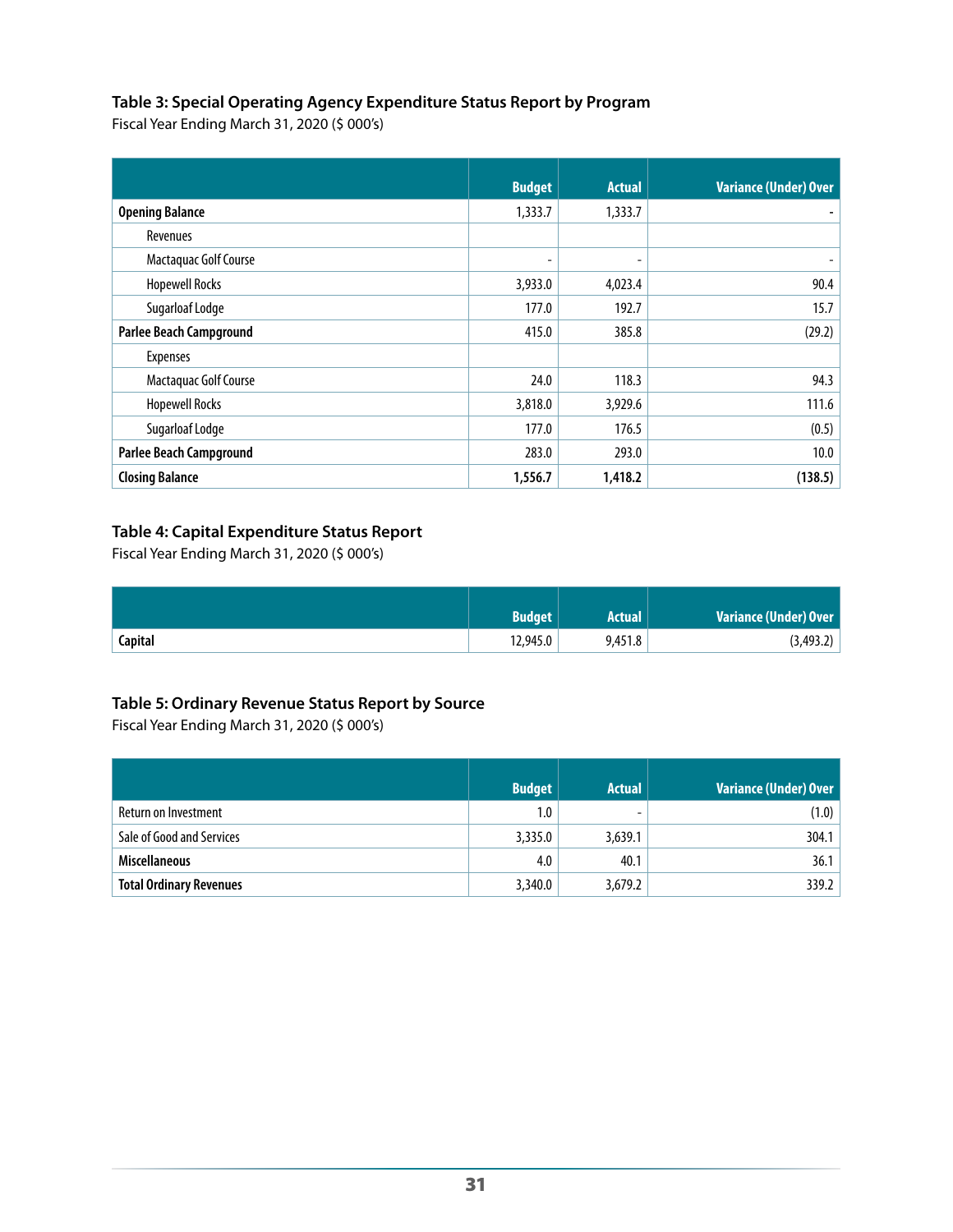### Table 3: Special Operating Agency Expenditure Status Report by Program

Fiscal Year Ending March 31, 2020 ($ 000's)

| | Budget | Actual | Variance (Under) Over |
|---|---|---|---|
| **Opening Balance** | 1,333.7 | 1,333.7 | - |
| Revenues | | | |
| Mactaquac Golf Course | - | - | - |
| Hopewell Rocks | 3,933.0 | 4,023.4 | 90.4 |
| Sugarloaf Lodge | 177.0 | 192.7 | 15.7 |
| **Parlee Beach Campground** | 415.0 | 385.8 | (29.2) |
| Expenses | | | |
| Mactaquac Golf Course | 24.0 | 118.3 | 94.3 |
| Hopewell Rocks | 3,818.0 | 3,929.6 | 111.6 |
| Sugarloaf Lodge | 177.0 | 176.5 | (0.5) |
| **Parlee Beach Campground** | 283.0 | 293.0 | 10.0 |
| **Closing Balance** | **1,556.7** | **1,418.2** | **(138.5)** |

### Table 4: Capital Expenditure Status Report

Fiscal Year Ending March 31, 2020 ($ 000's)

| | Budget | Actual | Variance (Under) Over |
|---|---|---|---|
| **Capital** | 12,945.0 | 9,451.8 | (3,493.2) |

### Table 5: Ordinary Revenue Status Report by Source

Fiscal Year Ending March 31, 2020 ($ 000's)

| | Budget | Actual | Variance (Under) Over |
|---|---|---|---|
| Return on Investment | 1.0 | - | (1.0) |
| Sale of Good and Services | 3,335.0 | 3,639.1 | 304.1 |
| **Miscellaneous** | 4.0 | 40.1 | 36.1 |
| **Total Ordinary Revenues** | 3,340.0 | 3,679.2 | 339.2 |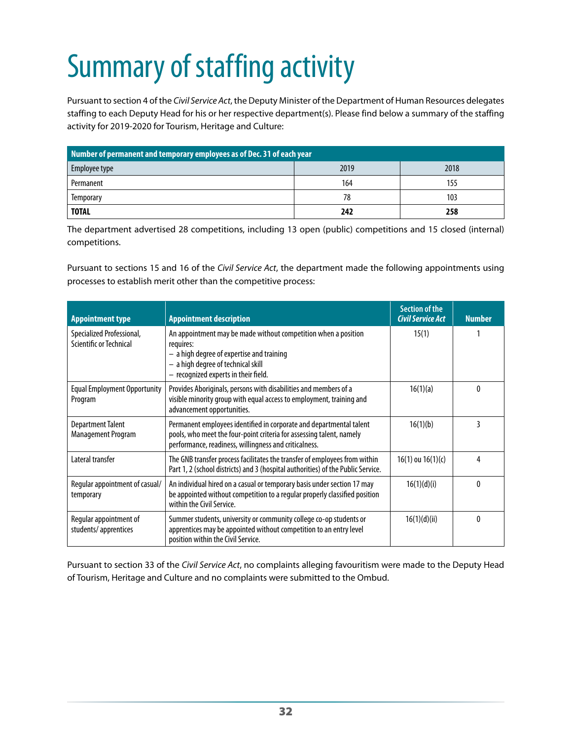# Summary of staffing activity

Pursuant to section 4 of the *Civil Service Act*, the Deputy Minister of the Department of Human Resources delegates staffing to each Deputy Head for his or her respective department(s). Please find below a summary of the staffing activity for 2019-2020 for Tourism, Heritage and Culture:

| Number of permanent and temporary employees as of Dec. 31 of each year | | |
|---|---|---|
| Employee type | 2019 | 2018 |
| Permanent | 164 | 155 |
| Temporary | 78 | 103 |
| **TOTAL** | **242** | **258** |

The department advertised 28 competitions, including 13 open (public) competitions and 15 closed (internal) competitions.

Pursuant to sections 15 and 16 of the *Civil Service Act*, the department made the following appointments using processes to establish merit other than the competitive process:

| Appointment type | Appointment description | Section of the *Civil Service Act* | Number |
|---|---|---|---|
| Specialized Professional, Scientific or Technical | An appointment may be made without competition when a position requires:<br>– a high degree of expertise and training<br>– a high degree of technical skill<br>– recognized experts in their field. | 15(1) | 1 |
| Equal Employment Opportunity Program | Provides Aboriginals, persons with disabilities and members of a visible minority group with equal access to employment, training and advancement opportunities. | 16(1)(a) | 0 |
| Department Talent Management Program | Permanent employees identified in corporate and departmental talent pools, who meet the four-point criteria for assessing talent, namely performance, readiness, willingness and criticalness. | 16(1)(b) | 3 |
| Lateral transfer | The GNB transfer process facilitates the transfer of employees from within Part 1, 2 (school districts) and 3 (hospital authorities) of the Public Service. | 16(1) ou 16(1)(c) | 4 |
| Regular appointment of casual/ temporary | An individual hired on a casual or temporary basis under section 17 may be appointed without competition to a regular properly classified position within the Civil Service. | 16(1)(d)(i) | 0 |
| Regular appointment of students/ apprentices | Summer students, university or community college co-op students or apprentices may be appointed without competition to an entry level position within the Civil Service. | 16(1)(d)(ii) | 0 |

Pursuant to section 33 of the *Civil Service Act*, no complaints alleging favouritism were made to the Deputy Head of Tourism, Heritage and Culture and no complaints were submitted to the Ombud.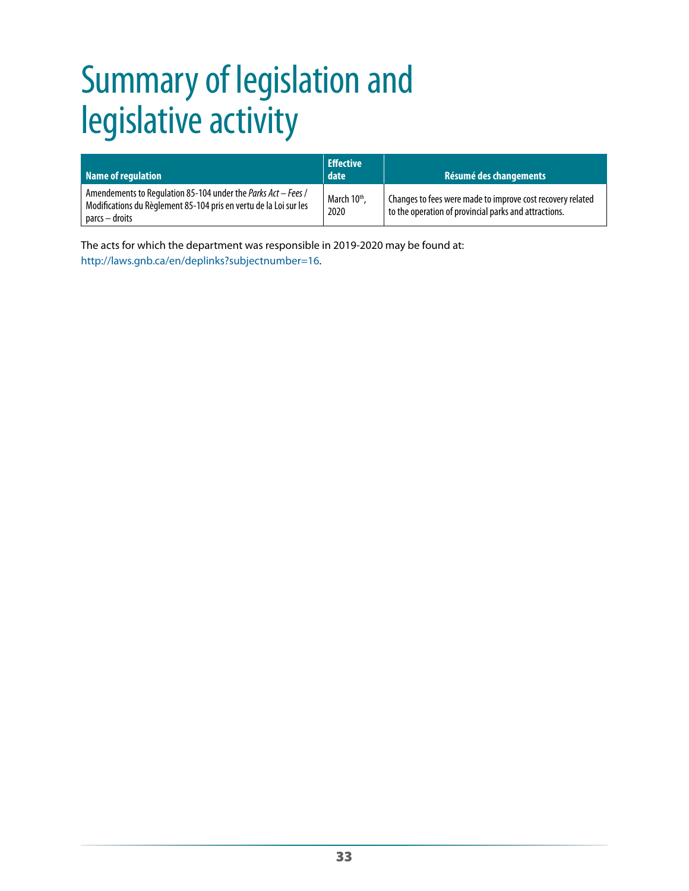# Summary of legislation and legislative activity

| Name of regulation | Effective date | Résumé des changements |
|---|---|---|
| Amendements to Regulation 85-104 under the *Parks Act – Fees* / Modifications du Règlement 85-104 pris en vertu de la Loi sur les parcs – droits | March 10th, 2020 | Changes to fees were made to improve cost recovery related to the operation of provincial parks and attractions. |

The acts for which the department was responsible in 2019-2020 may be found at:
http://laws.gnb.ca/en/deplinks?subjectnumber=16.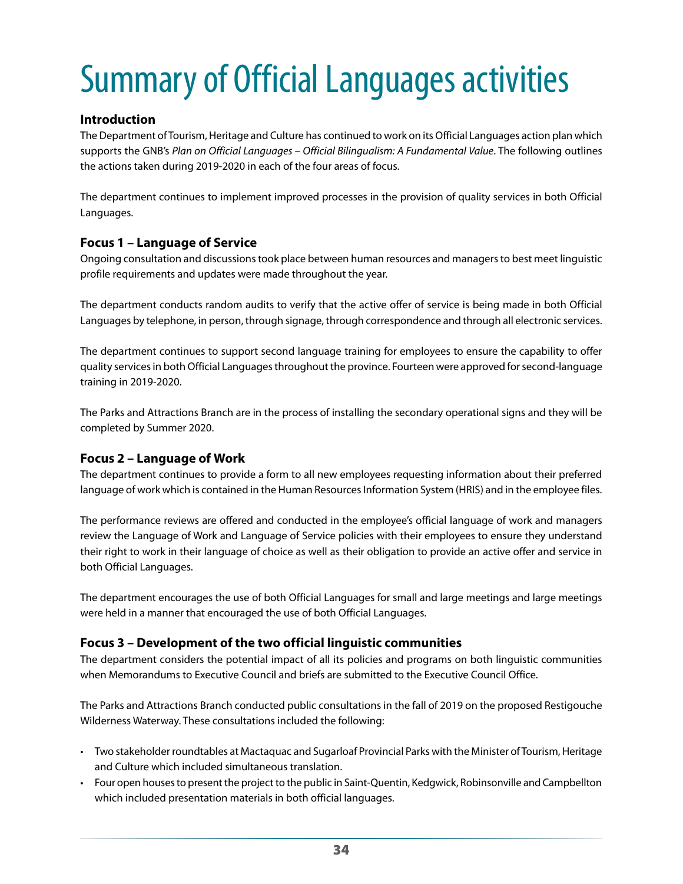# Summary of Official Languages activities

### Introduction

The Department of Tourism, Heritage and Culture has continued to work on its Official Languages action plan which supports the GNB's *Plan on Official Languages – Official Bilingualism: A Fundamental Value*. The following outlines the actions taken during 2019-2020 in each of the four areas of focus.

The department continues to implement improved processes in the provision of quality services in both Official Languages.

### Focus 1 – Language of Service

Ongoing consultation and discussions took place between human resources and managers to best meet linguistic profile requirements and updates were made throughout the year.

The department conducts random audits to verify that the active offer of service is being made in both Official Languages by telephone, in person, through signage, through correspondence and through all electronic services.

The department continues to support second language training for employees to ensure the capability to offer quality services in both Official Languages throughout the province. Fourteen were approved for second-language training in 2019-2020.

The Parks and Attractions Branch are in the process of installing the secondary operational signs and they will be completed by Summer 2020.

### Focus 2 – Language of Work

The department continues to provide a form to all new employees requesting information about their preferred language of work which is contained in the Human Resources Information System (HRIS) and in the employee files.

The performance reviews are offered and conducted in the employee's official language of work and managers review the Language of Work and Language of Service policies with their employees to ensure they understand their right to work in their language of choice as well as their obligation to provide an active offer and service in both Official Languages.

The department encourages the use of both Official Languages for small and large meetings and large meetings were held in a manner that encouraged the use of both Official Languages.

### Focus 3 – Development of the two official linguistic communities

The department considers the potential impact of all its policies and programs on both linguistic communities when Memorandums to Executive Council and briefs are submitted to the Executive Council Office.

The Parks and Attractions Branch conducted public consultations in the fall of 2019 on the proposed Restigouche Wilderness Waterway. These consultations included the following:

- Two stakeholder roundtables at Mactaquac and Sugarloaf Provincial Parks with the Minister of Tourism, Heritage and Culture which included simultaneous translation.
- Four open houses to present the project to the public in Saint-Quentin, Kedgwick, Robinsonville and Campbellton which included presentation materials in both official languages.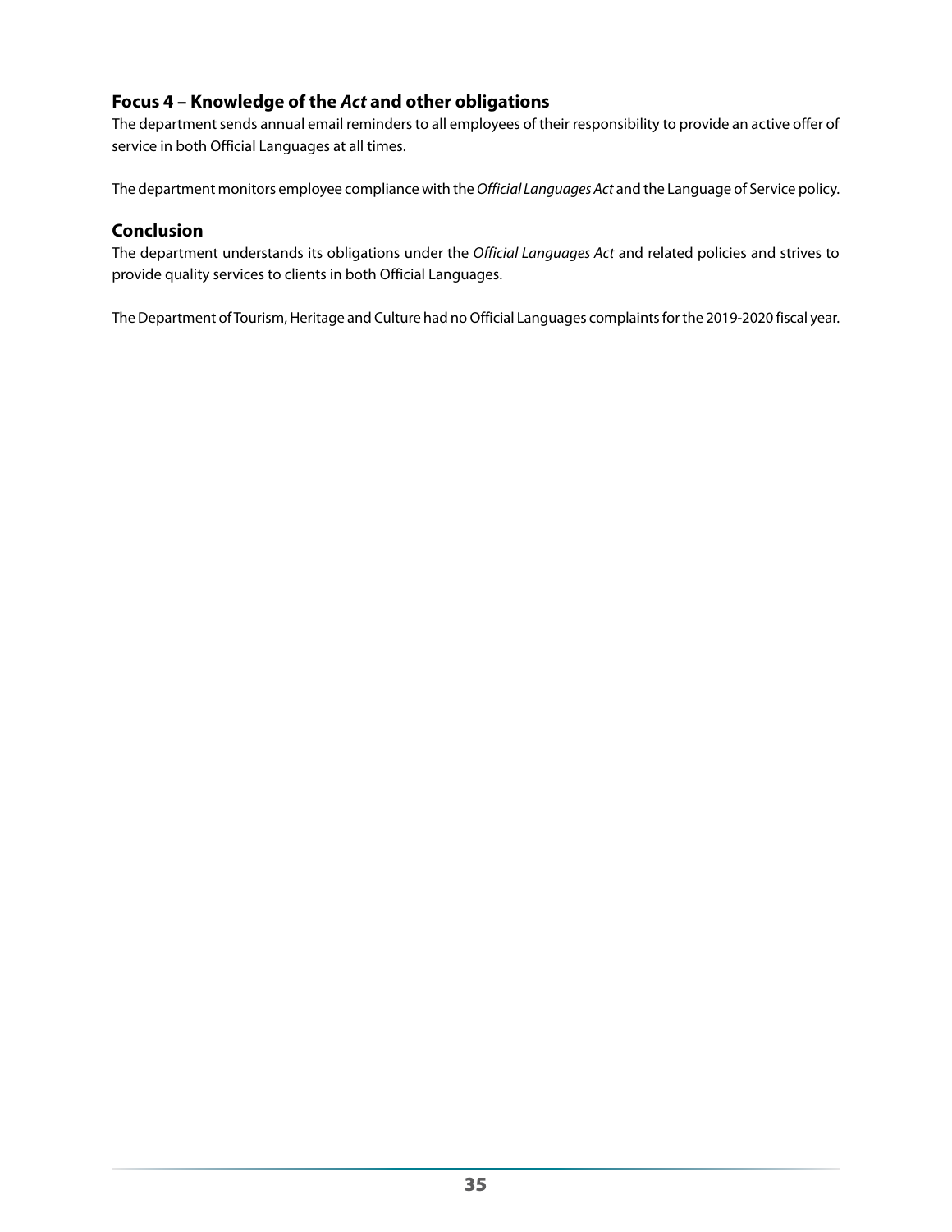### Focus 4 – Knowledge of the *Act* and other obligations

The department sends annual email reminders to all employees of their responsibility to provide an active offer of service in both Official Languages at all times.

The department monitors employee compliance with the *Official Languages Act* and the Language of Service policy.

### Conclusion

The department understands its obligations under the *Official Languages Act* and related policies and strives to provide quality services to clients in both Official Languages.

The Department of Tourism, Heritage and Culture had no Official Languages complaints for the 2019-2020 fiscal year.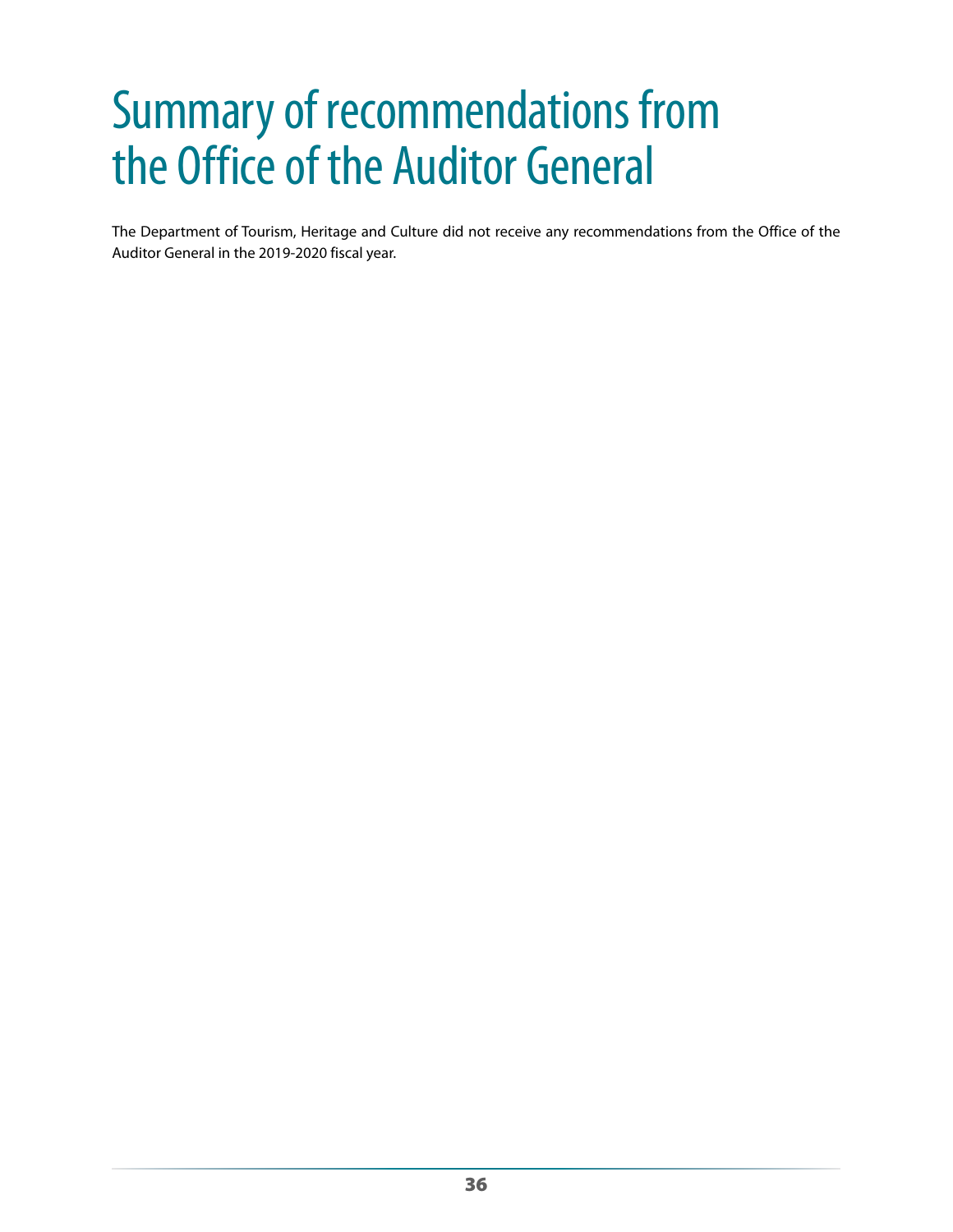# Summary of recommendations from the Office of the Auditor General

The Department of Tourism, Heritage and Culture did not receive any recommendations from the Office of the Auditor General in the 2019-2020 fiscal year.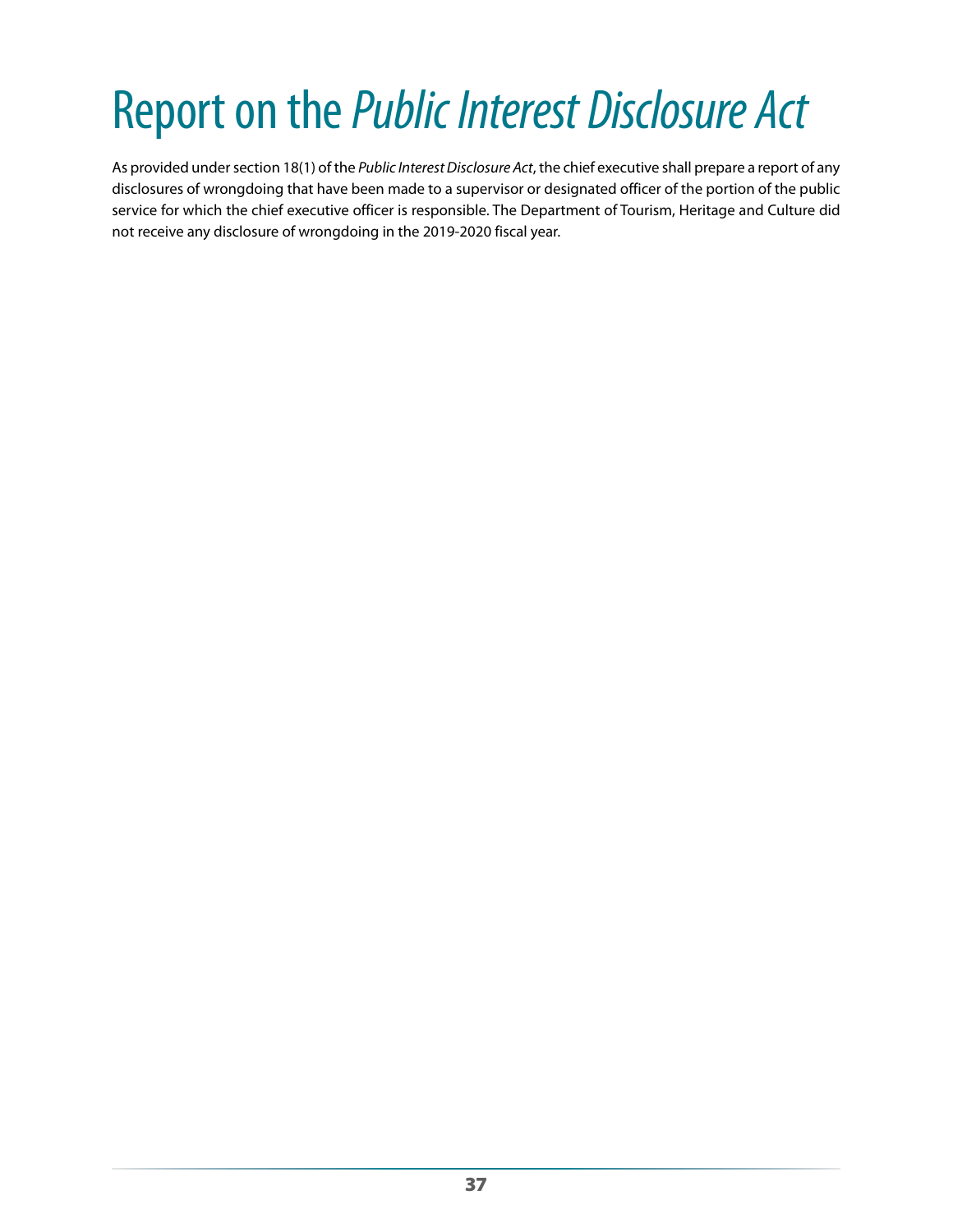# Report on the *Public Interest Disclosure Act*

As provided under section 18(1) of the *Public Interest Disclosure Act*, the chief executive shall prepare a report of any disclosures of wrongdoing that have been made to a supervisor or designated officer of the portion of the public service for which the chief executive officer is responsible. The Department of Tourism, Heritage and Culture did not receive any disclosure of wrongdoing in the 2019-2020 fiscal year.